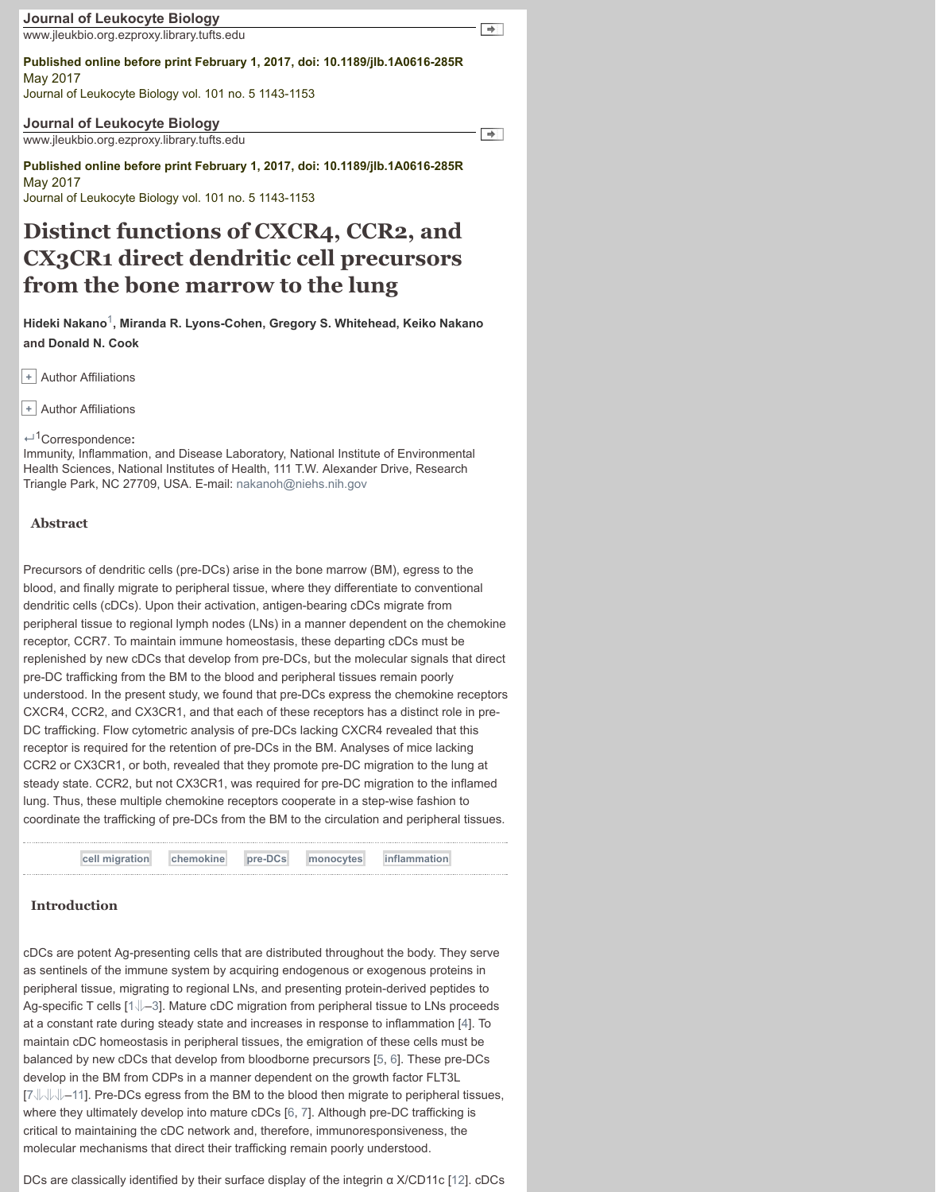# Distinct functions of CXCR4, CCR2, and CX3CR1 direct dendritic cell precursors from the bone marrow to the lung

**Hideki Nakano[1], Miranda R. Lyons-Cohen, Gregory S. Whitehead, Keiko Nakano and Donald N. Cook**

Author Affiliations

Author Affiliations

[1]Correspondence: Immunity, Inflammation, and Disease Laboratory, National Institute of Environmental Health Sciences, National Institutes of Health, 111 T.W. Alexander Drive, Research Triangle Park, NC 27709, USA. E-mail: nakanoh@niehs.nih.gov

## Abstract

Precursors of dendritic cells (pre-DCs) arise in the bone marrow (BM), egress to the blood, and finally migrate to peripheral tissue, where they differentiate to conventional dendritic cells (cDCs). Upon their activation, antigen-bearing cDCs migrate from peripheral tissue to regional lymph nodes (LNs) in a manner dependent on the chemokine receptor, CCR7. To maintain immune homeostasis, these departing cDCs must be replenished by new cDCs that develop from pre-DCs, but the molecular signals that direct pre-DC trafficking from the BM to the blood and peripheral tissues remain poorly understood. In the present study, we found that pre-DCs express the chemokine receptors CXCR4, CCR2, and CX3CR1, and that each of these receptors has a distinct role in pre-DC trafficking. Flow cytometric analysis of pre-DCs lacking CXCR4 revealed that this receptor is required for the retention of pre-DCs in the BM. Analyses of mice lacking CCR2 or CX3CR1, or both, revealed that they promote pre-DC migration to the lung at steady state. CCR2, but not CX3CR1, was required for pre-DC migration to the inflamed lung. Thus, these multiple chemokine receptors cooperate in a step-wise fashion to coordinate the trafficking of pre-DCs from the BM to the circulation and peripheral tissues.

cell migration · chemokine · pre-DCs · monocytes · inflammation

## Introduction

cDCs are potent Ag-presenting cells that are distributed throughout the body. They serve as sentinels of the immune system by acquiring endogenous or exogenous proteins in peripheral tissue, migrating to regional LNs, and presenting protein-derived peptides to Ag-specific T cells [1–3]. Mature cDC migration from peripheral tissue to LNs proceeds at a constant rate during steady state and increases in response to inflammation [4]. To maintain cDC homeostasis in peripheral tissues, the emigration of these cells must be balanced by new cDCs that develop from bloodborne precursors [5, 6]. These pre-DCs develop in the BM from CDPs in a manner dependent on the growth factor FLT3L [7–11]. Pre-DCs egress from the BM to the blood then migrate to peripheral tissues, where they ultimately develop into mature cDCs [6, 7]. Although pre-DC trafficking is critical to maintaining the cDC network and, therefore, immunoresponsiveness, the molecular mechanisms that direct their trafficking remain poorly understood.

DCs are classically identified by their surface display of the integrin α X/CD11c [12]. cDCs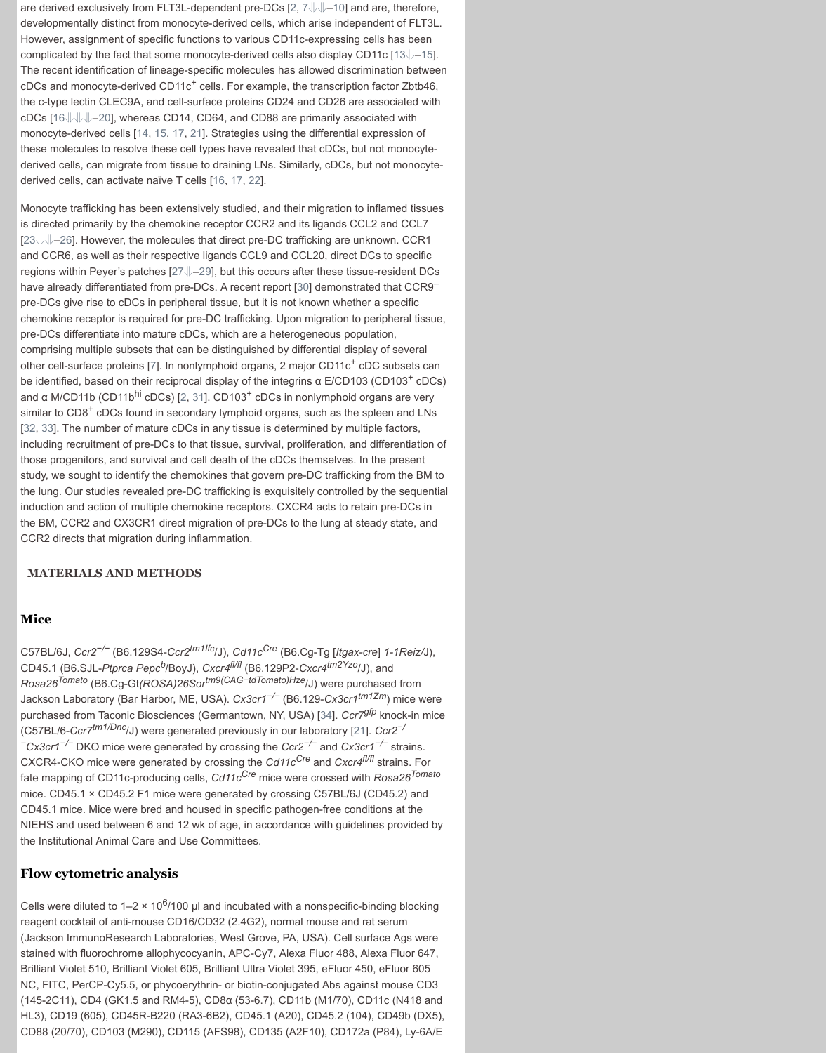are derived exclusively from FLT3L-dependent pre-DCs [2, 7–10] and are, therefore, developmentally distinct from monocyte-derived cells, which arise independent of FLT3L. However, assignment of specific functions to various CD11c-expressing cells has been complicated by the fact that some monocyte-derived cells also display CD11c [13–15]. The recent identification of lineage-specific molecules has allowed discrimination between cDCs and monocyte-derived CD11c$^+$ cells. For example, the transcription factor Zbtb46, the c-type lectin CLEC9A, and cell-surface proteins CD24 and CD26 are associated with cDCs [16–20], whereas CD14, CD64, and CD88 are primarily associated with monocyte-derived cells [14, 15, 17, 21]. Strategies using the differential expression of these molecules to resolve these cell types have revealed that cDCs, but not monocyte-derived cells, can migrate from tissue to draining LNs. Similarly, cDCs, but not monocyte-derived cells, can activate naïve T cells [16, 17, 22].

Monocyte trafficking has been extensively studied, and their migration to inflamed tissues is directed primarily by the chemokine receptor CCR2 and its ligands CCL2 and CCL7 [23–26]. However, the molecules that direct pre-DC trafficking are unknown. CCR1 and CCR6, as well as their respective ligands CCL9 and CCL20, direct DCs to specific regions within Peyer's patches [27–29], but this occurs after these tissue-resident DCs have already differentiated from pre-DCs. A recent report [30] demonstrated that CCR9$^-$ pre-DCs give rise to cDCs in peripheral tissue, but it is not known whether a specific chemokine receptor is required for pre-DC trafficking. Upon migration to peripheral tissue, pre-DCs differentiate into mature cDCs, which are a heterogeneous population, comprising multiple subsets that can be distinguished by differential display of several other cell-surface proteins [7]. In nonlymphoid organs, 2 major CD11c$^+$ cDC subsets can be identified, based on their reciprocal display of the integrins α E/CD103 (CD103$^+$ cDCs) and α M/CD11b (CD11b$^{hi}$ cDCs) [2, 31]. CD103$^+$ cDCs in nonlymphoid organs are very similar to CD8$^+$ cDCs found in secondary lymphoid organs, such as the spleen and LNs [32, 33]. The number of mature cDCs in any tissue is determined by multiple factors, including recruitment of pre-DCs to that tissue, survival, proliferation, and differentiation of those progenitors, and survival and cell death of the cDCs themselves. In the present study, we sought to identify the chemokines that govern pre-DC trafficking from the BM to the lung. Our studies revealed pre-DC trafficking is exquisitely controlled by the sequential induction and action of multiple chemokine receptors. CXCR4 acts to retain pre-DCs in the BM, CCR2 and CX3CR1 direct migration of pre-DCs to the lung at steady state, and CCR2 directs that migration during inflammation.

## MATERIALS AND METHODS

### Mice

C57BL/6J, *Ccr2*$^{-/-}$ (B6.129S4-*Ccr2*$^{tm1Ifc}$/J), *Cd11c*$^{Cre}$ (B6.Cg-Tg [*Itgax-cre*] *1-1Reiz*/J), CD45.1 (B6.SJL-*Ptprca Pepc*$^{b}$/BoyJ), *Cxcr4*$^{fl/fl}$ (B6.129P2-*Cxcr4*$^{tm2Yzo}$/J), and *Rosa26*$^{Tomato}$ (B6.Cg-Gt*(ROSA)26Sor*$^{tm9(CAG-tdTomato)Hze}$/J) were purchased from Jackson Laboratory (Bar Harbor, ME, USA). *Cx3cr1*$^{-/-}$ (B6.129-*Cx3cr1*$^{tm1Zm}$) mice were purchased from Taconic Biosciences (Germantown, NY, USA) [34]. *Ccr7*$^{gfp}$ knock-in mice (C57BL/6-*Ccr7*$^{tm1/Dnc}$/J) were generated previously in our laboratory [21]. *Ccr2*$^{-/-}$*Cx3cr1*$^{-/-}$ DKO mice were generated by crossing the *Ccr2*$^{-/-}$ and *Cx3cr1*$^{-/-}$ strains. CXCR4-CKO mice were generated by crossing the *Cd11c*$^{Cre}$ and *Cxcr4*$^{fl/fl}$ strains. For fate mapping of CD11c-producing cells, *Cd11c*$^{Cre}$ mice were crossed with *Rosa26*$^{Tomato}$ mice. CD45.1 × CD45.2 F1 mice were generated by crossing C57BL/6J (CD45.2) and CD45.1 mice. Mice were bred and housed in specific pathogen-free conditions at the NIEHS and used between 6 and 12 wk of age, in accordance with guidelines provided by the Institutional Animal Care and Use Committees.

### Flow cytometric analysis

Cells were diluted to 1–2 × 10$^{6}$/100 μl and incubated with a nonspecific-binding blocking reagent cocktail of anti-mouse CD16/CD32 (2.4G2), normal mouse and rat serum (Jackson ImmunoResearch Laboratories, West Grove, PA, USA). Cell surface Ags were stained with fluorochrome allophycocyanin, APC-Cy7, Alexa Fluor 488, Alexa Fluor 647, Brilliant Violet 510, Brilliant Violet 605, Brilliant Ultra Violet 395, eFluor 450, eFluor 605 NC, FITC, PerCP-Cy5.5, or phycoerythrin- or biotin-conjugated Abs against mouse CD3 (145-2C11), CD4 (GK1.5 and RM4-5), CD8α (53-6.7), CD11b (M1/70), CD11c (N418 and HL3), CD19 (605), CD45R-B220 (RA3-6B2), CD45.1 (A20), CD45.2 (104), CD49b (DX5), CD88 (20/70), CD103 (M290), CD115 (AFS98), CD135 (A2F10), CD172a (P84), Ly-6A/E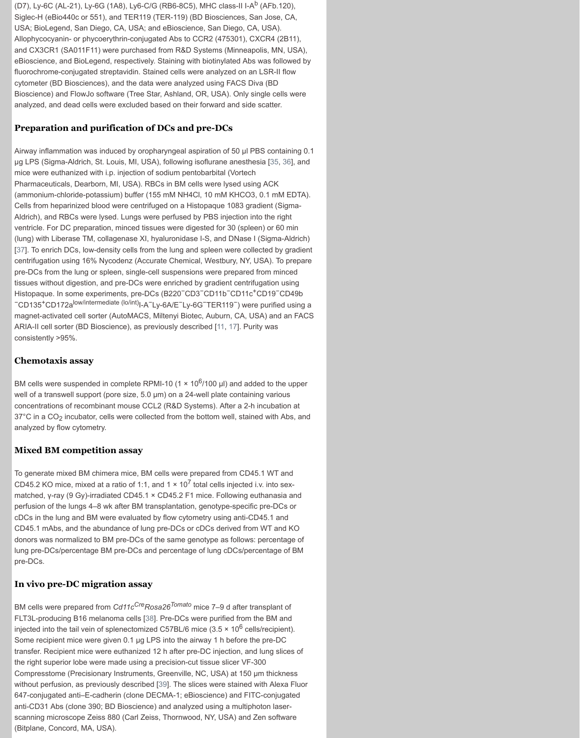(D7), Ly-6C (AL-21), Ly-6G (1A8), Ly6-C/G (RB6-8C5), MHC class-II I-A$^b$ (AFb.120), Siglec-H (eBio440c or 551), and TER119 (TER-119) (BD Biosciences, San Jose, CA, USA; BioLegend, San Diego, CA, USA; and eBioscience, San Diego, CA, USA). Allophycocyanin- or phycoerythrin-conjugated Abs to CCR2 (475301), CXCR4 (2B11), and CX3CR1 (SA011F11) were purchased from R&D Systems (Minneapolis, MN, USA), eBioscience, and BioLegend, respectively. Staining with biotinylated Abs was followed by fluorochrome-conjugated streptavidin. Stained cells were analyzed on an LSR-II flow cytometer (BD Biosciences), and the data were analyzed using FACS Diva (BD Bioscience) and FlowJo software (Tree Star, Ashland, OR, USA). Only single cells were analyzed, and dead cells were excluded based on their forward and side scatter.

## Preparation and purification of DCs and pre-DCs

Airway inflammation was induced by oropharyngeal aspiration of 50 µl PBS containing 0.1 µg LPS (Sigma-Aldrich, St. Louis, MI, USA), following isoflurane anesthesia [35, 36], and mice were euthanized with i.p. injection of sodium pentobarbital (Vortech Pharmaceuticals, Dearborn, MI, USA). RBCs in BM cells were lysed using ACK (ammonium-chloride-potassium) buffer (155 mM $NH_4Cl$, 10 mM $KHCO_3$, 0.1 mM EDTA). Cells from heparinized blood were centrifuged on a Histopaque 1083 gradient (Sigma-Aldrich), and RBCs were lysed. Lungs were perfused by PBS injection into the right ventricle. For DC preparation, minced tissues were digested for 30 (spleen) or 60 min (lung) with Liberase TM, collagenase XI, hyaluronidase I-S, and DNase I (Sigma-Aldrich) [37]. To enrich DCs, low-density cells from the lung and spleen were collected by gradient centrifugation using 16% Nycodenz (Accurate Chemical, Westbury, NY, USA). To prepare pre-DCs from the lung or spleen, single-cell suspensions were prepared from minced tissues without digestion, and pre-DCs were enriched by gradient centrifugation using Histopaque. In some experiments, pre-DCs (B220$^-$CD3$^-$CD11b$^-$CD11c$^+$CD19$^-$CD49b$^-$CD135$^+$CD172a$^{low/intermediate\ (lo/int)}$I-A$^-$Ly-6A/E$^-$Ly-6G$^-$TER119$^-$) were purified using a magnet-activated cell sorter (AutoMACS, Miltenyi Biotec, Auburn, CA, USA) and an FACS ARIA-II cell sorter (BD Bioscience), as previously described [11, 17]. Purity was consistently >95%.

## Chemotaxis assay

BM cells were suspended in complete RPMI-10 ($1 \times 10^6$/100 µl) and added to the upper well of a transwell support (pore size, 5.0 µm) on a 24-well plate containing various concentrations of recombinant mouse CCL2 (R&D Systems). After a 2-h incubation at 37°C in a $CO_2$ incubator, cells were collected from the bottom well, stained with Abs, and analyzed by flow cytometry.

## Mixed BM competition assay

To generate mixed BM chimera mice, BM cells were prepared from CD45.1 WT and CD45.2 KO mice, mixed at a ratio of 1:1, and $1 \times 10^7$ total cells injected i.v. into sex-matched, γ-ray (9 Gy)-irradiated CD45.1 × CD45.2 F1 mice. Following euthanasia and perfusion of the lungs 4–8 wk after BM transplantation, genotype-specific pre-DCs or cDCs in the lung and BM were evaluated by flow cytometry using anti-CD45.1 and CD45.1 mAbs, and the abundance of lung pre-DCs or cDCs derived from WT and KO donors was normalized to BM pre-DCs of the same genotype as follows: percentage of lung pre-DCs/percentage BM pre-DCs and percentage of lung cDCs/percentage of BM pre-DCs.

## In vivo pre-DC migration assay

BM cells were prepared from *Cd11c$^{Cre}$Rosa26$^{Tomato}$* mice 7–9 d after transplant of FLT3L-producing B16 melanoma cells [38]. Pre-DCs were purified from the BM and injected into the tail vein of splenectomized C57BL/6 mice ($3.5 \times 10^6$ cells/recipient). Some recipient mice were given 0.1 µg LPS into the airway 1 h before the pre-DC transfer. Recipient mice were euthanized 12 h after pre-DC injection, and lung slices of the right superior lobe were made using a precision-cut tissue slicer VF-300 Compresstome (Precisionary Instruments, Greenville, NC, USA) at 150 µm thickness without perfusion, as previously described [39]. The slices were stained with Alexa Fluor 647-conjugated anti–E-cadherin (clone DECMA-1; eBioscience) and FITC-conjugated anti-CD31 Abs (clone 390; BD Bioscience) and analyzed using a multiphoton laser-scanning microscope Zeiss 880 (Carl Zeiss, Thornwood, NY, USA) and Zen software (Bitplane, Concord, MA, USA).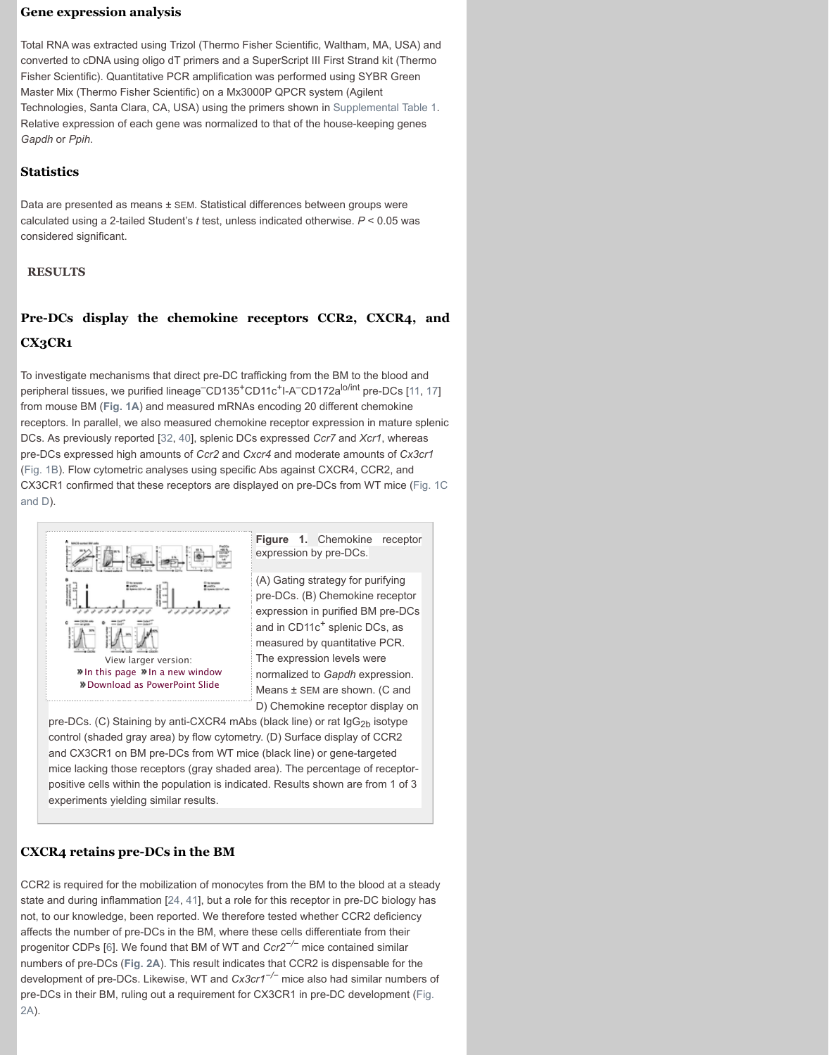## Gene expression analysis

Total RNA was extracted using Trizol (Thermo Fisher Scientific, Waltham, MA, USA) and converted to cDNA using oligo dT primers and a SuperScript III First Strand kit (Thermo Fisher Scientific). Quantitative PCR amplification was performed using SYBR Green Master Mix (Thermo Fisher Scientific) on a Mx3000P QPCR system (Agilent Technologies, Santa Clara, CA, USA) using the primers shown in Supplemental Table 1. Relative expression of each gene was normalized to that of the house-keeping genes *Gapdh* or *Ppih*.

## Statistics

Data are presented as means ± SEM. Statistical differences between groups were calculated using a 2-tailed Student's *t* test, unless indicated otherwise. $P < 0.05$ was considered significant.

# RESULTS

## Pre-DCs display the chemokine receptors CCR2, CXCR4, and CX3CR1

To investigate mechanisms that direct pre-DC trafficking from the BM to the blood and peripheral tissues, we purified lineage$^{-}$CD135$^{+}$CD11c$^{+}$I-A$^{-}$CD172a$^{lo/int}$ pre-DCs [11, 17] from mouse BM (**Fig. 1A**) and measured mRNAs encoding 20 different chemokine receptors. In parallel, we also measured chemokine receptor expression in mature splenic DCs. As previously reported [32, 40], splenic DCs expressed *Ccr7* and *Xcr1*, whereas pre-DCs expressed high amounts of *Ccr2* and *Cxcr4* and moderate amounts of *Cx3cr1* (Fig. 1B). Flow cytometric analyses using specific Abs against CXCR4, CCR2, and CX3CR1 confirmed that these receptors are displayed on pre-DCs from WT mice (Fig. 1C and D).

**Figure 1.** Chemokine receptor expression by pre-DCs.

(A) Gating strategy for purifying pre-DCs. (B) Chemokine receptor expression in purified BM pre-DCs and in CD11c$^{+}$ splenic DCs, as measured by quantitative PCR. The expression levels were normalized to *Gapdh* expression. Means ± SEM are shown. (C and D) Chemokine receptor display on pre-DCs. (C) Staining by anti-CXCR4 mAbs (black line) or rat IgG$_{2b}$ isotype control (shaded gray area) by flow cytometry. (D) Surface display of CCR2 and CX3CR1 on BM pre-DCs from WT mice (black line) or gene-targeted mice lacking those receptors (gray shaded area). The percentage of receptor-positive cells within the population is indicated. Results shown are from 1 of 3 experiments yielding similar results.

## CXCR4 retains pre-DCs in the BM

CCR2 is required for the mobilization of monocytes from the BM to the blood at a steady state and during inflammation [24, 41], but a role for this receptor in pre-DC biology has not, to our knowledge, been reported. We therefore tested whether CCR2 deficiency affects the number of pre-DCs in the BM, where these cells differentiate from their progenitor CDPs [6]. We found that BM of WT and *Ccr2*$^{-/-}$ mice contained similar numbers of pre-DCs (**Fig. 2A**). This result indicates that CCR2 is dispensable for the development of pre-DCs. Likewise, WT and *Cx3cr1*$^{-/-}$ mice also had similar numbers of pre-DCs in their BM, ruling out a requirement for CX3CR1 in pre-DC development (Fig. 2A).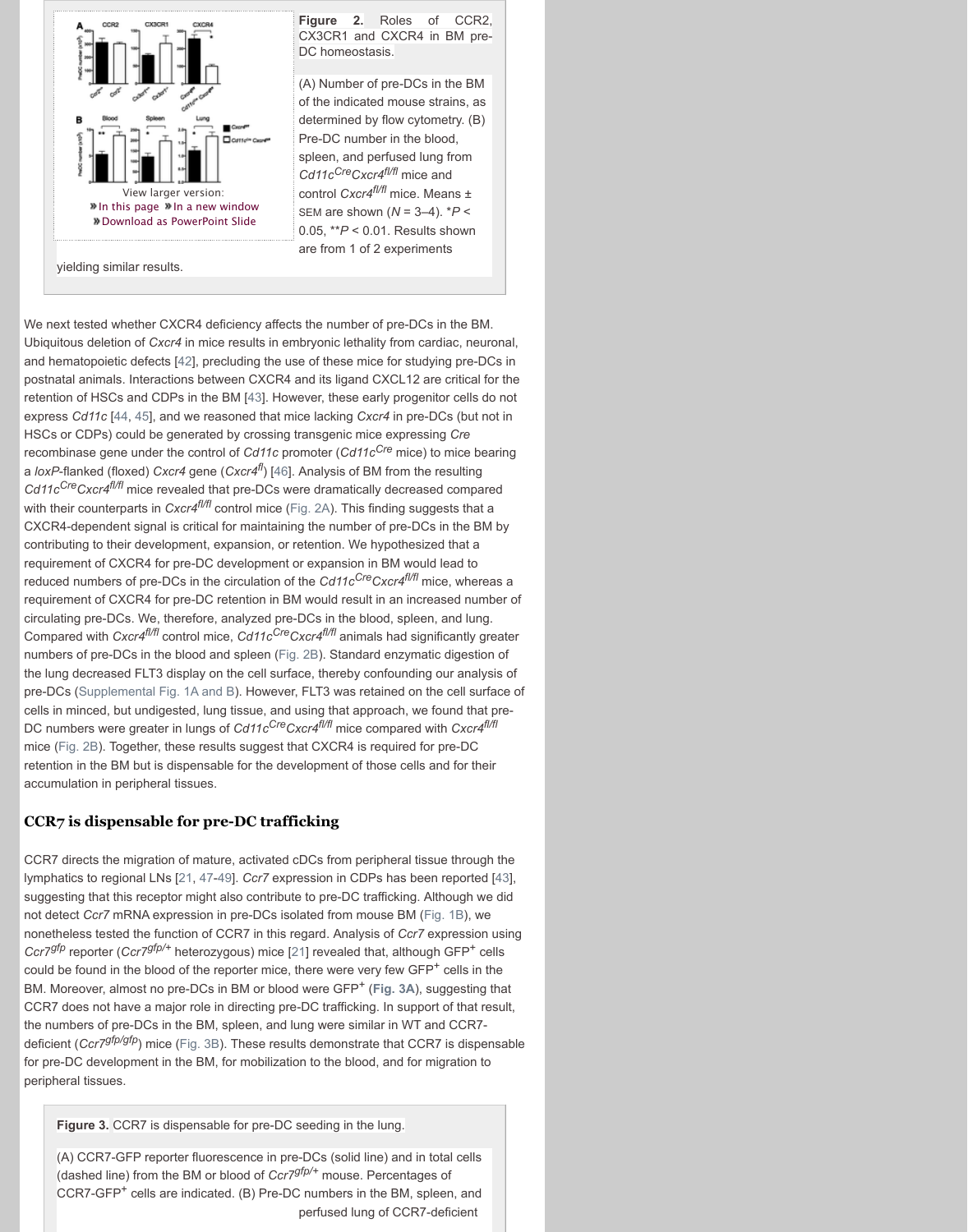**Figure 2.** Roles of CCR2, CX3CR1 and CXCR4 in BM pre-DC homeostasis.

(A) Number of pre-DCs in the BM of the indicated mouse strains, as determined by flow cytometry. (B) Pre-DC number in the blood, spleen, and perfused lung from *Cd11c*$^{Cre}$*Cxcr4*$^{fl/fl}$ mice and control *Cxcr4*$^{fl/fl}$ mice. Means ± SEM are shown (*N* = 3–4). \**P* < 0.05, \*\**P* < 0.01. Results shown are from 1 of 2 experiments yielding similar results.

We next tested whether CXCR4 deficiency affects the number of pre-DCs in the BM. Ubiquitous deletion of *Cxcr4* in mice results in embryonic lethality from cardiac, neuronal, and hematopoietic defects [42], precluding the use of these mice for studying pre-DCs in postnatal animals. Interactions between CXCR4 and its ligand CXCL12 are critical for the retention of HSCs and CDPs in the BM [43]. However, these early progenitor cells do not express *Cd11c* [44, 45], and we reasoned that mice lacking *Cxcr4* in pre-DCs (but not in HSCs or CDPs) could be generated by crossing transgenic mice expressing *Cre* recombinase gene under the control of *Cd11c* promoter (*Cd11c*$^{Cre}$ mice) to mice bearing a *loxP*-flanked (floxed) *Cxcr4* gene (*Cxcr4*$^{fl}$) [46]. Analysis of BM from the resulting *Cd11c*$^{Cre}$*Cxcr4*$^{fl/fl}$ mice revealed that pre-DCs were dramatically decreased compared with their counterparts in *Cxcr4*$^{fl/fl}$ control mice (Fig. 2A). This finding suggests that a CXCR4-dependent signal is critical for maintaining the number of pre-DCs in the BM by contributing to their development, expansion, or retention. We hypothesized that a requirement of CXCR4 for pre-DC development or expansion in BM would lead to reduced numbers of pre-DCs in the circulation of the *Cd11c*$^{Cre}$*Cxcr4*$^{fl/fl}$ mice, whereas a requirement of CXCR4 for pre-DC retention in BM would result in an increased number of circulating pre-DCs. We, therefore, analyzed pre-DCs in the blood, spleen, and lung. Compared with *Cxcr4*$^{fl/fl}$ control mice, *Cd11c*$^{Cre}$*Cxcr4*$^{fl/fl}$ animals had significantly greater numbers of pre-DCs in the blood and spleen (Fig. 2B). Standard enzymatic digestion of the lung decreased FLT3 display on the cell surface, thereby confounding our analysis of pre-DCs (Supplemental Fig. 1A and B). However, FLT3 was retained on the cell surface of cells in minced, but undigested, lung tissue, and using that approach, we found that pre-DC numbers were greater in lungs of *Cd11c*$^{Cre}$*Cxcr4*$^{fl/fl}$ mice compared with *Cxcr4*$^{fl/fl}$ mice (Fig. 2B). Together, these results suggest that CXCR4 is required for pre-DC retention in the BM but is dispensable for the development of those cells and for their accumulation in peripheral tissues.

## CCR7 is dispensable for pre-DC trafficking

CCR7 directs the migration of mature, activated cDCs from peripheral tissue through the lymphatics to regional LNs [21, 47-49]. *Ccr7* expression in CDPs has been reported [43], suggesting that this receptor might also contribute to pre-DC trafficking. Although we did not detect *Ccr7* mRNA expression in pre-DCs isolated from mouse BM (Fig. 1B), we nonetheless tested the function of CCR7 in this regard. Analysis of *Ccr7* expression using *Ccr7*$^{gfp}$ reporter (*Ccr7*$^{gfp/+}$ heterozygous) mice [21] revealed that, although GFP$^{+}$ cells could be found in the blood of the reporter mice, there were very few GFP$^{+}$ cells in the BM. Moreover, almost no pre-DCs in BM or blood were GFP$^{+}$ (**Fig. 3A**), suggesting that CCR7 does not have a major role in directing pre-DC trafficking. In support of that result, the numbers of pre-DCs in the BM, spleen, and lung were similar in WT and CCR7-deficient (*Ccr7*$^{gfp/gfp}$) mice (Fig. 3B). These results demonstrate that CCR7 is dispensable for pre-DC development in the BM, for mobilization to the blood, and for migration to peripheral tissues.

**Figure 3.** CCR7 is dispensable for pre-DC seeding in the lung.

(A) CCR7-GFP reporter fluorescence in pre-DCs (solid line) and in total cells (dashed line) from the BM or blood of *Ccr7*$^{gfp/+}$ mouse. Percentages of CCR7-GFP$^{+}$ cells are indicated. (B) Pre-DC numbers in the BM, spleen, and perfused lung of CCR7-deficient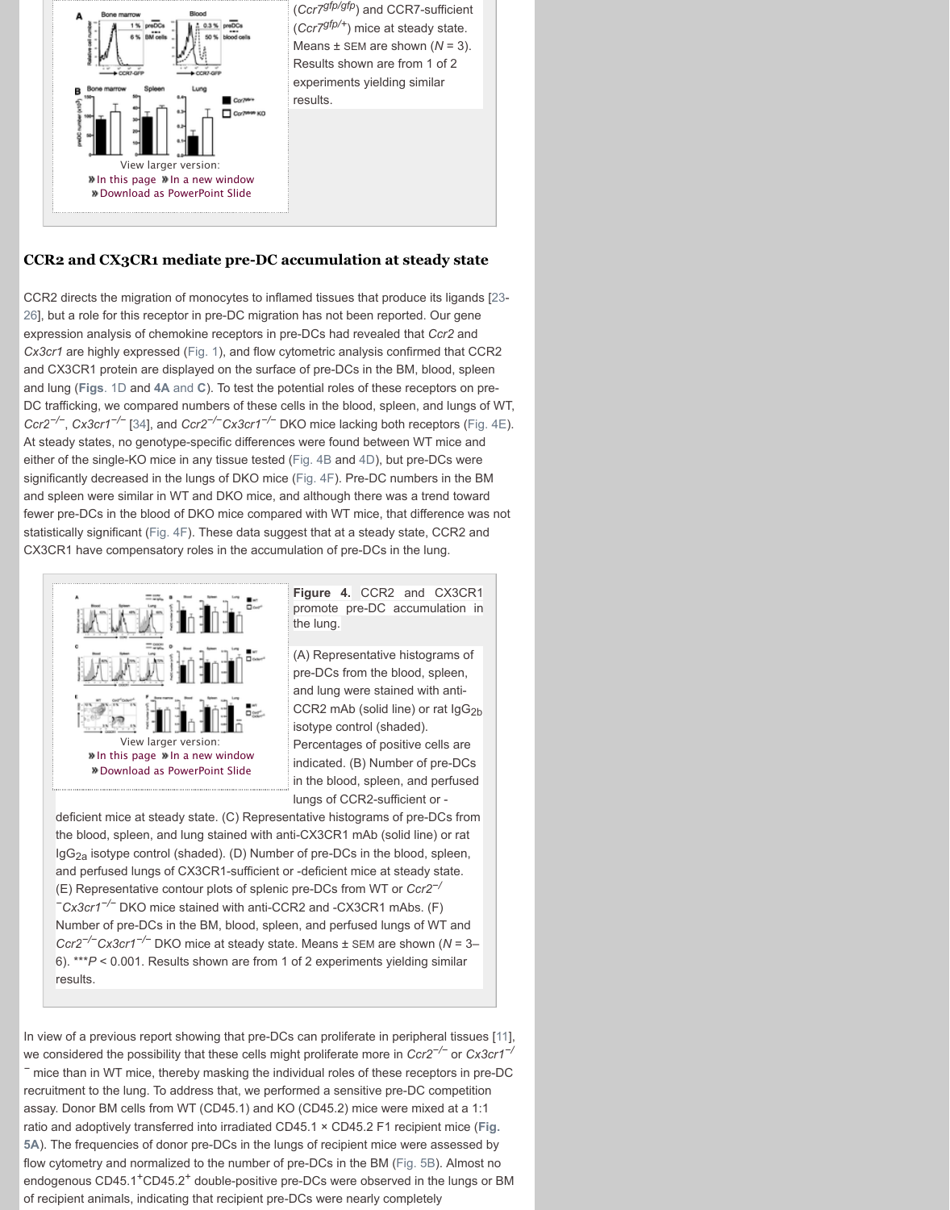($Ccr7^{gfp/gfp}$) and CCR7-sufficient ($Ccr7^{gfp/+}$) mice at steady state. Means ± SEM are shown ($N = 3$). Results shown are from 1 of 2 experiments yielding similar results.

## CCR2 and CX3CR1 mediate pre-DC accumulation at steady state

CCR2 directs the migration of monocytes to inflamed tissues that produce its ligands [23-26], but a role for this receptor in pre-DC migration has not been reported. Our gene expression analysis of chemokine receptors in pre-DCs had revealed that *Ccr2* and *Cx3cr1* are highly expressed (Fig. 1), and flow cytometric analysis confirmed that CCR2 and CX3CR1 protein are displayed on the surface of pre-DCs in the BM, blood, spleen and lung (**Figs.** 1D and **4A and C**). To test the potential roles of these receptors on pre-DC trafficking, we compared numbers of these cells in the blood, spleen, and lungs of WT, $Ccr2^{-/-}$, $Cx3cr1^{-/-}$ [34], and $Ccr2^{-/-}Cx3cr1^{-/-}$ DKO mice lacking both receptors (Fig. 4E). At steady states, no genotype-specific differences were found between WT mice and either of the single-KO mice in any tissue tested (Fig. 4B and 4D), but pre-DCs were significantly decreased in the lungs of DKO mice (Fig. 4F). Pre-DC numbers in the BM and spleen were similar in WT and DKO mice, and although there was a trend toward fewer pre-DCs in the blood of DKO mice compared with WT mice, that difference was not statistically significant (Fig. 4F). These data suggest that at a steady state, CCR2 and CX3CR1 have compensatory roles in the accumulation of pre-DCs in the lung.

**Figure 4.** CCR2 and CX3CR1 promote pre-DC accumulation in the lung.

(A) Representative histograms of pre-DCs from the blood, spleen, and lung were stained with anti-CCR2 mAb (solid line) or rat $IgG_{2b}$ isotype control (shaded). Percentages of positive cells are indicated. (B) Number of pre-DCs in the blood, spleen, and perfused lungs of CCR2-sufficient or -deficient mice at steady state. (C) Representative histograms of pre-DCs from the blood, spleen, and lung stained with anti-CX3CR1 mAb (solid line) or rat $IgG_{2a}$ isotype control (shaded). (D) Number of pre-DCs in the blood, spleen, and perfused lungs of CX3CR1-sufficient or -deficient mice at steady state. (E) Representative contour plots of splenic pre-DCs from WT or $Ccr2^{-/-}Cx3cr1^{-/-}$ DKO mice stained with anti-CCR2 and -CX3CR1 mAbs. (F) Number of pre-DCs in the BM, blood, spleen, and perfused lungs of WT and $Ccr2^{-/-}Cx3cr1^{-/-}$ DKO mice at steady state. Means ± SEM are shown ($N = 3$–6). ***$P < 0.001$. Results shown are from 1 of 2 experiments yielding similar results.

In view of a previous report showing that pre-DCs can proliferate in peripheral tissues [11], we considered the possibility that these cells might proliferate more in $Ccr2^{-/-}$ or $Cx3cr1^{-/-}$ mice than in WT mice, thereby masking the individual roles of these receptors in pre-DC recruitment to the lung. To address that, we performed a sensitive pre-DC competition assay. Donor BM cells from WT (CD45.1) and KO (CD45.2) mice were mixed at a 1:1 ratio and adoptively transferred into irradiated CD45.1 × CD45.2 F1 recipient mice (**Fig. 5A**). The frequencies of donor pre-DCs in the lungs of recipient mice were assessed by flow cytometry and normalized to the number of pre-DCs in the BM (Fig. 5B). Almost no endogenous $CD45.1^{+}CD45.2^{+}$ double-positive pre-DCs were observed in the lungs or BM of recipient animals, indicating that recipient pre-DCs were nearly completely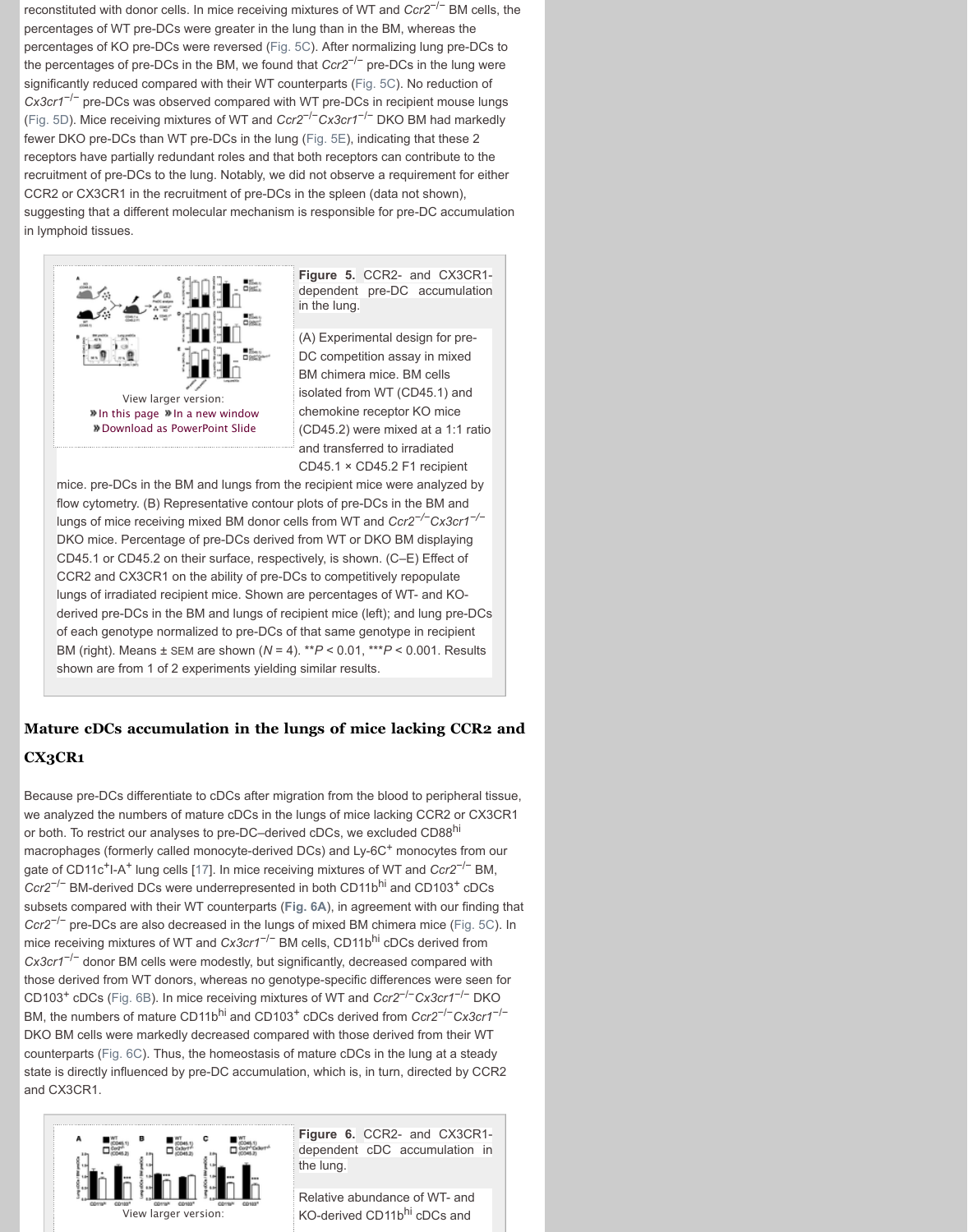reconstituted with donor cells. In mice receiving mixtures of WT and *Ccr2*$^{-/-}$ BM cells, the percentages of WT pre-DCs were greater in the lung than in the BM, whereas the percentages of KO pre-DCs were reversed (Fig. 5C). After normalizing lung pre-DCs to the percentages of pre-DCs in the BM, we found that *Ccr2*$^{-/-}$ pre-DCs in the lung were significantly reduced compared with their WT counterparts (Fig. 5C). No reduction of *Cx3cr1*$^{-/-}$ pre-DCs was observed compared with WT pre-DCs in recipient mouse lungs (Fig. 5D). Mice receiving mixtures of WT and *Ccr2*$^{-/-}$*Cx3cr1*$^{-/-}$ DKO BM had markedly fewer DKO pre-DCs than WT pre-DCs in the lung (Fig. 5E), indicating that these 2 receptors have partially redundant roles and that both receptors can contribute to the recruitment of pre-DCs to the lung. Notably, we did not observe a requirement for either CCR2 or CX3CR1 in the recruitment of pre-DCs in the spleen (data not shown), suggesting that a different molecular mechanism is responsible for pre-DC accumulation in lymphoid tissues.

View larger version:
» In this page » In a new window
» Download as PowerPoint Slide

**Figure 5.** CCR2- and CX3CR1-dependent pre-DC accumulation in the lung.

(A) Experimental design for pre-DC competition assay in mixed BM chimera mice. BM cells isolated from WT (CD45.1) and chemokine receptor KO mice (CD45.2) were mixed at a 1:1 ratio and transferred to irradiated CD45.1 × CD45.2 F1 recipient mice. pre-DCs in the BM and lungs from the recipient mice were analyzed by flow cytometry. (B) Representative contour plots of pre-DCs in the BM and lungs of mice receiving mixed BM donor cells from WT and *Ccr2*$^{-/-}$*Cx3cr1*$^{-/-}$ DKO mice. Percentage of pre-DCs derived from WT or DKO BM displaying CD45.1 or CD45.2 on their surface, respectively, is shown. (C–E) Effect of CCR2 and CX3CR1 on the ability of pre-DCs to competitively repopulate lungs of irradiated recipient mice. Shown are percentages of WT- and KO-derived pre-DCs in the BM and lungs of recipient mice (left); and lung pre-DCs of each genotype normalized to pre-DCs of that same genotype in recipient BM (right). Means ± SEM are shown ($N$ = 4). \*\*$P < 0.01$, \*\*\*$P < 0.001$. Results shown are from 1 of 2 experiments yielding similar results.

## Mature cDCs accumulation in the lungs of mice lacking CCR2 and CX3CR1

Because pre-DCs differentiate to cDCs after migration from the blood to peripheral tissue, we analyzed the numbers of mature cDCs in the lungs of mice lacking CCR2 or CX3CR1 or both. To restrict our analyses to pre-DC–derived cDCs, we excluded CD88$^{hi}$ macrophages (formerly called monocyte-derived DCs) and Ly-6C$^{+}$ monocytes from our gate of CD11c$^{+}$I-A$^{+}$ lung cells [17]. In mice receiving mixtures of WT and *Ccr2*$^{-/-}$ BM, *Ccr2*$^{-/-}$ BM-derived DCs were underrepresented in both CD11b$^{hi}$ and CD103$^{+}$ cDCs subsets compared with their WT counterparts (**Fig. 6A**), in agreement with our finding that *Ccr2*$^{-/-}$ pre-DCs are also decreased in the lungs of mixed BM chimera mice (Fig. 5C). In mice receiving mixtures of WT and *Cx3cr1*$^{-/-}$ BM cells, CD11b$^{hi}$ cDCs derived from *Cx3cr1*$^{-/-}$ donor BM cells were modestly, but significantly, decreased compared with those derived from WT donors, whereas no genotype-specific differences were seen for CD103$^{+}$ cDCs (Fig. 6B). In mice receiving mixtures of WT and *Ccr2*$^{-/-}$*Cx3cr1*$^{-/-}$ DKO BM, the numbers of mature CD11b$^{hi}$ and CD103$^{+}$ cDCs derived from *Ccr2*$^{-/-}$*Cx3cr1*$^{-/-}$ DKO BM cells were markedly decreased compared with those derived from their WT counterparts (Fig. 6C). Thus, the homeostasis of mature cDCs in the lung at a steady state is directly influenced by pre-DC accumulation, which is, in turn, directed by CCR2 and CX3CR1.

View larger version:

**Figure 6.** CCR2- and CX3CR1-dependent cDC accumulation in the lung.

Relative abundance of WT- and KO-derived CD11b$^{hi}$ cDCs and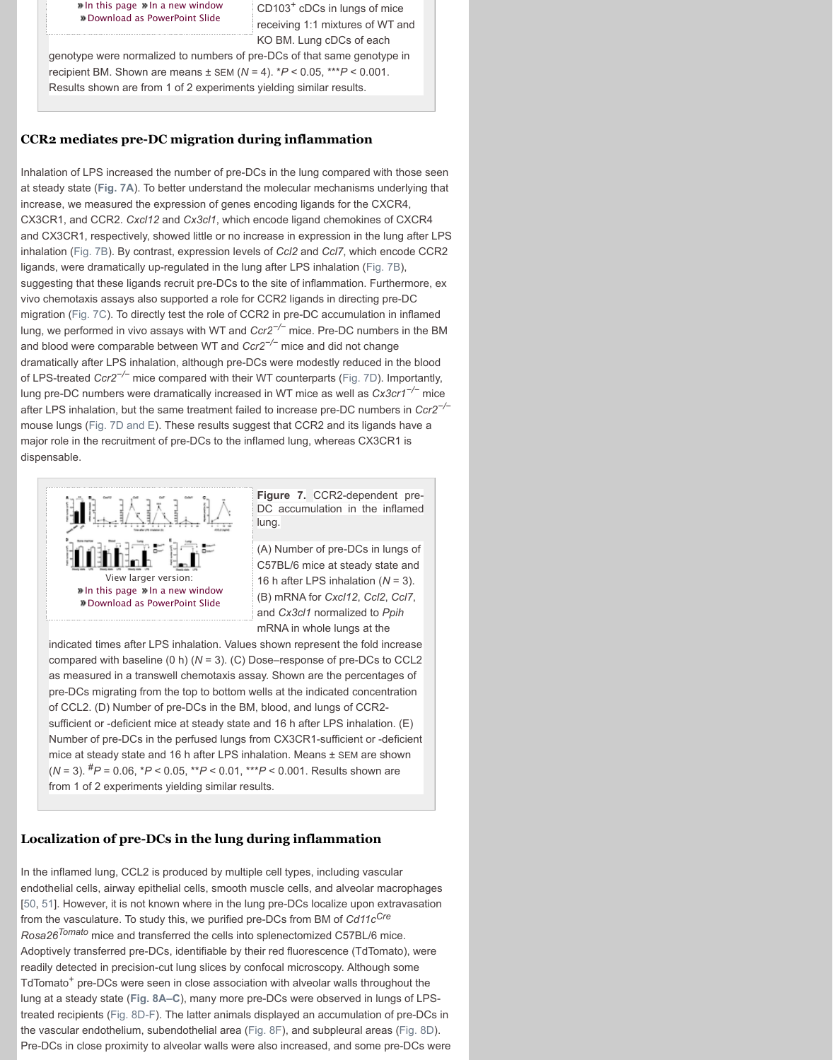CD103⁺ cDCs in lungs of mice receiving 1:1 mixtures of WT and KO BM. Lung cDCs of each genotype were normalized to numbers of pre-DCs of that same genotype in recipient BM. Shown are means ± SEM ($N = 4$). \*$P < 0.05$, \*\*\*$P < 0.001$. Results shown are from 1 of 2 experiments yielding similar results.

## CCR2 mediates pre-DC migration during inflammation

Inhalation of LPS increased the number of pre-DCs in the lung compared with those seen at steady state (**Fig. 7A**). To better understand the molecular mechanisms underlying that increase, we measured the expression of genes encoding ligands for the CXCR4, CX3CR1, and CCR2. *Cxcl12* and *Cx3cl1*, which encode ligand chemokines of CXCR4 and CX3CR1, respectively, showed little or no increase in expression in the lung after LPS inhalation (Fig. 7B). By contrast, expression levels of *Ccl2* and *Ccl7*, which encode CCR2 ligands, were dramatically up-regulated in the lung after LPS inhalation (Fig. 7B), suggesting that these ligands recruit pre-DCs to the site of inflammation. Furthermore, ex vivo chemotaxis assays also supported a role for CCR2 ligands in directing pre-DC migration (Fig. 7C). To directly test the role of CCR2 in pre-DC accumulation in inflamed lung, we performed in vivo assays with WT and *Ccr2*$^{-/-}$ mice. Pre-DC numbers in the BM and blood were comparable between WT and *Ccr2*$^{-/-}$ mice and did not change dramatically after LPS inhalation, although pre-DCs were modestly reduced in the blood of LPS-treated *Ccr2*$^{-/-}$ mice compared with their WT counterparts (Fig. 7D). Importantly, lung pre-DC numbers were dramatically increased in WT mice as well as *Cx3cr1*$^{-/-}$ mice after LPS inhalation, but the same treatment failed to increase pre-DC numbers in *Ccr2*$^{-/-}$ mouse lungs (Fig. 7D and E). These results suggest that CCR2 and its ligands have a major role in the recruitment of pre-DCs to the inflamed lung, whereas CX3CR1 is dispensable.

**Figure 7.** CCR2-dependent pre-DC accumulation in the inflamed lung.

(A) Number of pre-DCs in lungs of C57BL/6 mice at steady state and 16 h after LPS inhalation ($N = 3$). (B) mRNA for *Cxcl12*, *Ccl2*, *Ccl7*, and *Cx3cl1* normalized to *Ppih* mRNA in whole lungs at the indicated times after LPS inhalation. Values shown represent the fold increase compared with baseline (0 h) ($N = 3$). (C) Dose–response of pre-DCs to CCL2 as measured in a transwell chemotaxis assay. Shown are the percentages of pre-DCs migrating from the top to bottom wells at the indicated concentration of CCL2. (D) Number of pre-DCs in the BM, blood, and lungs of CCR2-sufficient or -deficient mice at steady state and 16 h after LPS inhalation. (E) Number of pre-DCs in the perfused lungs from CX3CR1-sufficient or -deficient mice at steady state and 16 h after LPS inhalation. Means ± SEM are shown ($N = 3$). #$P = 0.06$, \*$P < 0.05$, \*\*$P < 0.01$, \*\*\*$P < 0.001$. Results shown are from 1 of 2 experiments yielding similar results.

## Localization of pre-DCs in the lung during inflammation

In the inflamed lung, CCL2 is produced by multiple cell types, including vascular endothelial cells, airway epithelial cells, smooth muscle cells, and alveolar macrophages [50, 51]. However, it is not known where in the lung pre-DCs localize upon extravasation from the vasculature. To study this, we purified pre-DCs from BM of *Cd11c*$^{Cre}$ *Rosa26*$^{Tomato}$ mice and transferred the cells into splenectomized C57BL/6 mice. Adoptively transferred pre-DCs, identifiable by their red fluorescence (TdTomato), were readily detected in precision-cut lung slices by confocal microscopy. Although some TdTomato⁺ pre-DCs were seen in close association with alveolar walls throughout the lung at a steady state (**Fig. 8A–C**), many more pre-DCs were observed in lungs of LPS-treated recipients (Fig. 8D-F). The latter animals displayed an accumulation of pre-DCs in the vascular endothelium, subendothelial area (Fig. 8F), and subpleural areas (Fig. 8D). Pre-DCs in close proximity to alveolar walls were also increased, and some pre-DCs were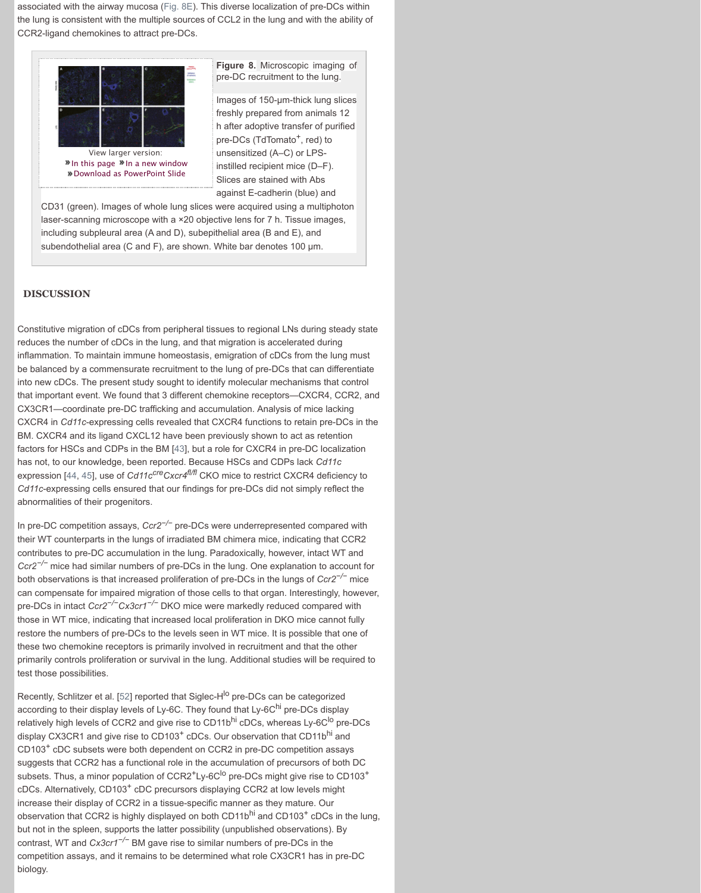associated with the airway mucosa (Fig. 8E). This diverse localization of pre-DCs within the lung is consistent with the multiple sources of CCL2 in the lung and with the ability of CCR2-ligand chemokines to attract pre-DCs.

View larger version:
» In this page » In a new window
» Download as PowerPoint Slide

**Figure 8.** Microscopic imaging of pre-DC recruitment to the lung.

Images of 150-μm-thick lung slices freshly prepared from animals 12 h after adoptive transfer of purified pre-DCs (TdTomato$^{+}$, red) to unsensitized (A–C) or LPS-instilled recipient mice (D–F). Slices are stained with Abs against E-cadherin (blue) and CD31 (green). Images of whole lung slices were acquired using a multiphoton laser-scanning microscope with a ×20 objective lens for 7 h. Tissue images, including subpleural area (A and D), subepithelial area (B and E), and subendothelial area (C and F), are shown. White bar denotes 100 μm.

## DISCUSSION

Constitutive migration of cDCs from peripheral tissues to regional LNs during steady state reduces the number of cDCs in the lung, and that migration is accelerated during inflammation. To maintain immune homeostasis, emigration of cDCs from the lung must be balanced by a commensurate recruitment to the lung of pre-DCs that can differentiate into new cDCs. The present study sought to identify molecular mechanisms that control that important event. We found that 3 different chemokine receptors—CXCR4, CCR2, and CX3CR1—coordinate pre-DC trafficking and accumulation. Analysis of mice lacking CXCR4 in *Cd11c*-expressing cells revealed that CXCR4 functions to retain pre-DCs in the BM. CXCR4 and its ligand CXCL12 have been previously shown to act as retention factors for HSCs and CDPs in the BM [43], but a role for CXCR4 in pre-DC localization has not, to our knowledge, been reported. Because HSCs and CDPs lack *Cd11c* expression [44, 45], use of *Cd11c$^{cre}$Cxcr4$^{fl/fl}$* CKO mice to restrict CXCR4 deficiency to *Cd11c*-expressing cells ensured that our findings for pre-DCs did not simply reflect the abnormalities of their progenitors.

In pre-DC competition assays, *Ccr2$^{-/-}$* pre-DCs were underrepresented compared with their WT counterparts in the lungs of irradiated BM chimera mice, indicating that CCR2 contributes to pre-DC accumulation in the lung. Paradoxically, however, intact WT and *Ccr2$^{-/-}$* mice had similar numbers of pre-DCs in the lung. One explanation to account for both observations is that increased proliferation of pre-DCs in the lungs of *Ccr2$^{-/-}$* mice can compensate for impaired migration of those cells to that organ. Interestingly, however, pre-DCs in intact *Ccr2$^{-/-}$Cx3cr1$^{-/-}$* DKO mice were markedly reduced compared with those in WT mice, indicating that increased local proliferation in DKO mice cannot fully restore the numbers of pre-DCs to the levels seen in WT mice. It is possible that one of these two chemokine receptors is primarily involved in recruitment and that the other primarily controls proliferation or survival in the lung. Additional studies will be required to test those possibilities.

Recently, Schlitzer et al. [52] reported that Siglec-H$^{lo}$ pre-DCs can be categorized according to their display levels of Ly-6C. They found that Ly-6C$^{hi}$ pre-DCs display relatively high levels of CCR2 and give rise to CD11b$^{hi}$ cDCs, whereas Ly-6C$^{lo}$ pre-DCs display CX3CR1 and give rise to CD103$^{+}$ cDCs. Our observation that CD11b$^{hi}$ and CD103$^{+}$ cDC subsets were both dependent on CCR2 in pre-DC competition assays suggests that CCR2 has a functional role in the accumulation of precursors of both DC subsets. Thus, a minor population of CCR2$^{+}$Ly-6C$^{lo}$ pre-DCs might give rise to CD103$^{+}$ cDCs. Alternatively, CD103$^{+}$ cDC precursors displaying CCR2 at low levels might increase their display of CCR2 in a tissue-specific manner as they mature. Our observation that CCR2 is highly displayed on both CD11b$^{hi}$ and CD103$^{+}$ cDCs in the lung, but not in the spleen, supports the latter possibility (unpublished observations). By contrast, WT and *Cx3cr1$^{-/-}$* BM gave rise to similar numbers of pre-DCs in the competition assays, and it remains to be determined what role CX3CR1 has in pre-DC biology.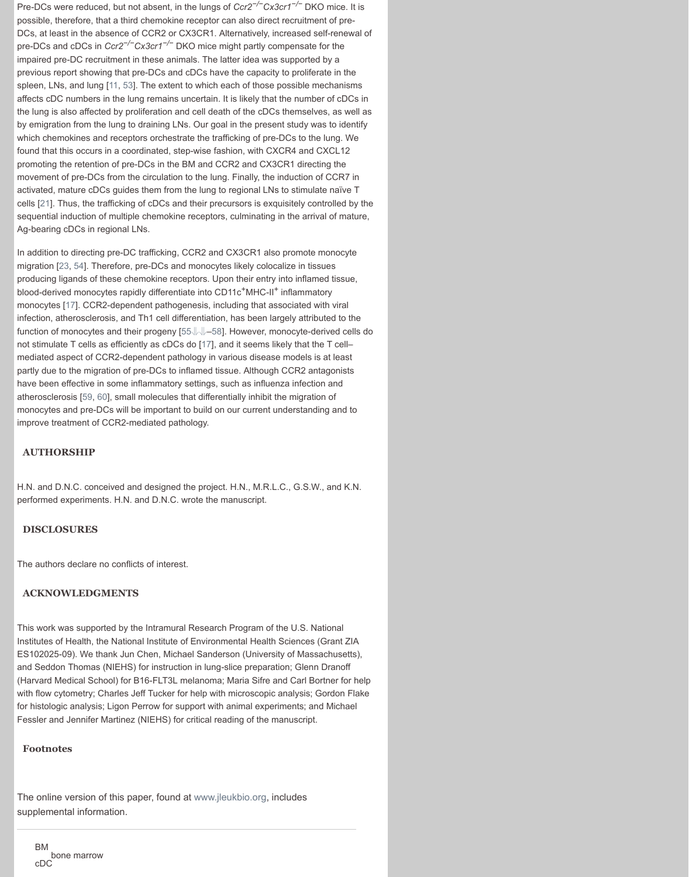Pre-DCs were reduced, but not absent, in the lungs of *Ccr2*$^{-/-}$*Cx3cr1*$^{-/-}$ DKO mice. It is possible, therefore, that a third chemokine receptor can also direct recruitment of pre-DCs, at least in the absence of CCR2 or CX3CR1. Alternatively, increased self-renewal of pre-DCs and cDCs in *Ccr2*$^{-/-}$*Cx3cr1*$^{-/-}$ DKO mice might partly compensate for the impaired pre-DC recruitment in these animals. The latter idea was supported by a previous report showing that pre-DCs and cDCs have the capacity to proliferate in the spleen, LNs, and lung [11, 53]. The extent to which each of those possible mechanisms affects cDC numbers in the lung remains uncertain. It is likely that the number of cDCs in the lung is also affected by proliferation and cell death of the cDCs themselves, as well as by emigration from the lung to draining LNs. Our goal in the present study was to identify which chemokines and receptors orchestrate the trafficking of pre-DCs to the lung. We found that this occurs in a coordinated, step-wise fashion, with CXCR4 and CXCL12 promoting the retention of pre-DCs in the BM and CCR2 and CX3CR1 directing the movement of pre-DCs from the circulation to the lung. Finally, the induction of CCR7 in activated, mature cDCs guides them from the lung to regional LNs to stimulate naïve T cells [21]. Thus, the trafficking of cDCs and their precursors is exquisitely controlled by the sequential induction of multiple chemokine receptors, culminating in the arrival of mature, Ag-bearing cDCs in regional LNs.

In addition to directing pre-DC trafficking, CCR2 and CX3CR1 also promote monocyte migration [23, 54]. Therefore, pre-DCs and monocytes likely colocalize in tissues producing ligands of these chemokine receptors. Upon their entry into inflamed tissue, blood-derived monocytes rapidly differentiate into CD11c$^{+}$MHC-II$^{+}$ inflammatory monocytes [17]. CCR2-dependent pathogenesis, including that associated with viral infection, atherosclerosis, and Th1 cell differentiation, has been largely attributed to the function of monocytes and their progeny [55–58]. However, monocyte-derived cells do not stimulate T cells as efficiently as cDCs do [17], and it seems likely that the T cell–mediated aspect of CCR2-dependent pathology in various disease models is at least partly due to the migration of pre-DCs to inflamed tissue. Although CCR2 antagonists have been effective in some inflammatory settings, such as influenza infection and atherosclerosis [59, 60], small molecules that differentially inhibit the migration of monocytes and pre-DCs will be important to build on our current understanding and to improve treatment of CCR2-mediated pathology.

## AUTHORSHIP

H.N. and D.N.C. conceived and designed the project. H.N., M.R.L.C., G.S.W., and K.N. performed experiments. H.N. and D.N.C. wrote the manuscript.

## DISCLOSURES

The authors declare no conflicts of interest.

## ACKNOWLEDGMENTS

This work was supported by the Intramural Research Program of the U.S. National Institutes of Health, the National Institute of Environmental Health Sciences (Grant ZIA ES102025-09). We thank Jun Chen, Michael Sanderson (University of Massachusetts), and Seddon Thomas (NIEHS) for instruction in lung-slice preparation; Glenn Dranoff (Harvard Medical School) for B16-FLT3L melanoma; Maria Sifre and Carl Bortner for help with flow cytometry; Charles Jeff Tucker for help with microscopic analysis; Gordon Flake for histologic analysis; Ligon Perrow for support with animal experiments; and Michael Fessler and Jennifer Martinez (NIEHS) for critical reading of the manuscript.

## Footnotes

The online version of this paper, found at www.jleukbio.org, includes supplemental information.

---

BM
: bone marrow

cDC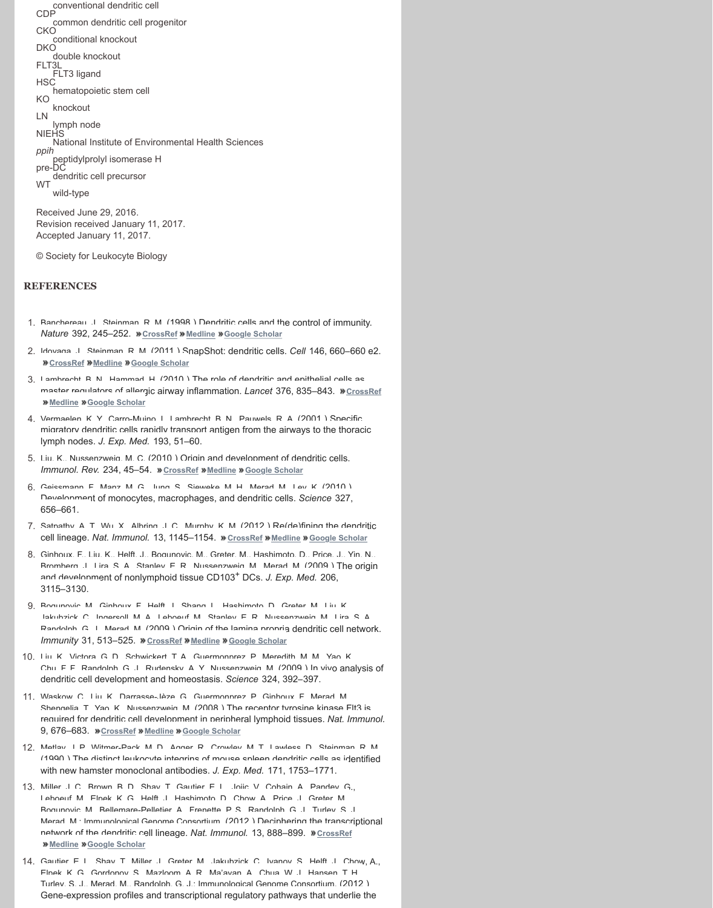conventional dendritic cell

CDP
: common dendritic cell progenitor

CKO
: conditional knockout

DKO
: double knockout

FLT3L
: FLT3 ligand

HSC
: hematopoietic stem cell

KO
: knockout

LN
: lymph node

NIEHS
: National Institute of Environmental Health Sciences

*ppih*
: peptidylprolyl isomerase H

pre-DC
: dendritic cell precursor

WT
: wild-type

Received June 29, 2016.
Revision received January 11, 2017.
Accepted January 11, 2017.

© Society for Leukocyte Biology

## REFERENCES

1. Banchereau, J., Steinman, R. M. (1998) Dendritic cells and the control of immunity. *Nature* 392, 245–252. CrossRef Medline Google Scholar
2. Idoyaga, J., Steinman, R. M. (2011) SnapShot: dendritic cells. *Cell* 146, 660–660.e2. CrossRef Medline Google Scholar
3. Lambrecht, B. N., Hammad, H. (2010) The role of dendritic and epithelial cells as master regulators of allergic airway inflammation. *Lancet* 376, 835–843. CrossRef Medline Google Scholar
4. Vermaelen, K. Y., Carro-Muino, I., Lambrecht, B. N., Pauwels, R. A. (2001) Specific migratory dendritic cells rapidly transport antigen from the airways to the thoracic lymph nodes. *J. Exp. Med.* 193, 51–60.
5. Liu, K., Nussenzweig, M. C. (2010) Origin and development of dendritic cells. *Immunol. Rev.* 234, 45–54. CrossRef Medline Google Scholar
6. Geissmann, F., Manz, M. G., Jung, S., Sieweke, M. H., Merad, M., Ley, K. (2010) Development of monocytes, macrophages, and dendritic cells. *Science* 327, 656–661.
7. Satpathy, A. T., Wu, X., Albring, J. C., Murphy, K. M. (2012) Re(de)fining the dendritic cell lineage. *Nat. Immunol.* 13, 1145–1154. CrossRef Medline Google Scholar
8. Ginhoux, F., Liu, K., Helft, J., Bogunovic, M., Greter, M., Hashimoto, D., Price, J., Yin, N., Bromberg, J., Lira, S. A., Stanley, E. R., Nussenzweig, M., Merad, M. (2009) The origin and development of nonlymphoid tissue CD103+ DCs. *J. Exp. Med.* 206, 3115–3130.
9. Bogunovic, M., Ginhoux, F., Helft, J., Shang, L., Hashimoto, D., Greter, M., Liu, K., Jakubzick, C., Ingersoll, M. A., Leboeuf, M., Stanley, E. R., Nussenzweig, M., Lira, S. A., Randolph, G. J., Merad, M. (2009) Origin of the lamina propria dendritic cell network. *Immunity* 31, 513–525. CrossRef Medline Google Scholar
10. Liu, K., Victora, G. D., Schwickert, T. A., Guermonprez, P., Meredith, M. M., Yao, K., Chu, F. F., Randolph, G. J., Rudensky, A. Y., Nussenzweig, M. (2009) In vivo analysis of dendritic cell development and homeostasis. *Science* 324, 392–397.
11. Waskow, C., Liu, K., Darrasse-Jèze, G., Guermonprez, P., Ginhoux, F., Merad, M., Shengelia, T., Yao, K., Nussenzweig, M. (2008) The receptor tyrosine kinase Flt3 is required for dendritic cell development in peripheral lymphoid tissues. *Nat. Immunol.* 9, 676–683. CrossRef Medline Google Scholar
12. Metlay, J. P., Witmer-Pack, M. D., Agger, R., Crowley, M. T., Lawless, D., Steinman, R. M. (1990) The distinct leukocyte integrins of mouse spleen dendritic cells as identified with new hamster monoclonal antibodies. *J. Exp. Med.* 171, 1753–1771.
13. Miller, J. C., Brown, B. D., Shay, T., Gautier, E. L., Jojic, V., Cohain, A., Pandey, G., Leboeuf, M., Elpek, K. G., Helft, J., Hashimoto, D., Chow, A., Price, J., Greter, M., Bogunovic, M., Bellemare-Pelletier, A., Frenette, P. S., Randolph, G. J., Turley, S. J., Merad, M.; Immunological Genome Consortium. (2012) Deciphering the transcriptional network of the dendritic cell lineage. *Nat. Immunol.* 13, 888–899. CrossRef Medline Google Scholar
14. Gautier, E. L., Shay, T., Miller, J., Greter, M., Jakubzick, C., Ivanov, S., Helft, J., Chow, A., Elpek, K. G., Gordonov, S., Mazloom, A. R., Ma'ayan, A., Chua, W. J., Hansen, T. H., Turley, S. J., Merad, M., Randolph, G. J.; Immunological Genome Consortium. (2012) Gene-expression profiles and transcriptional regulatory pathways that underlie the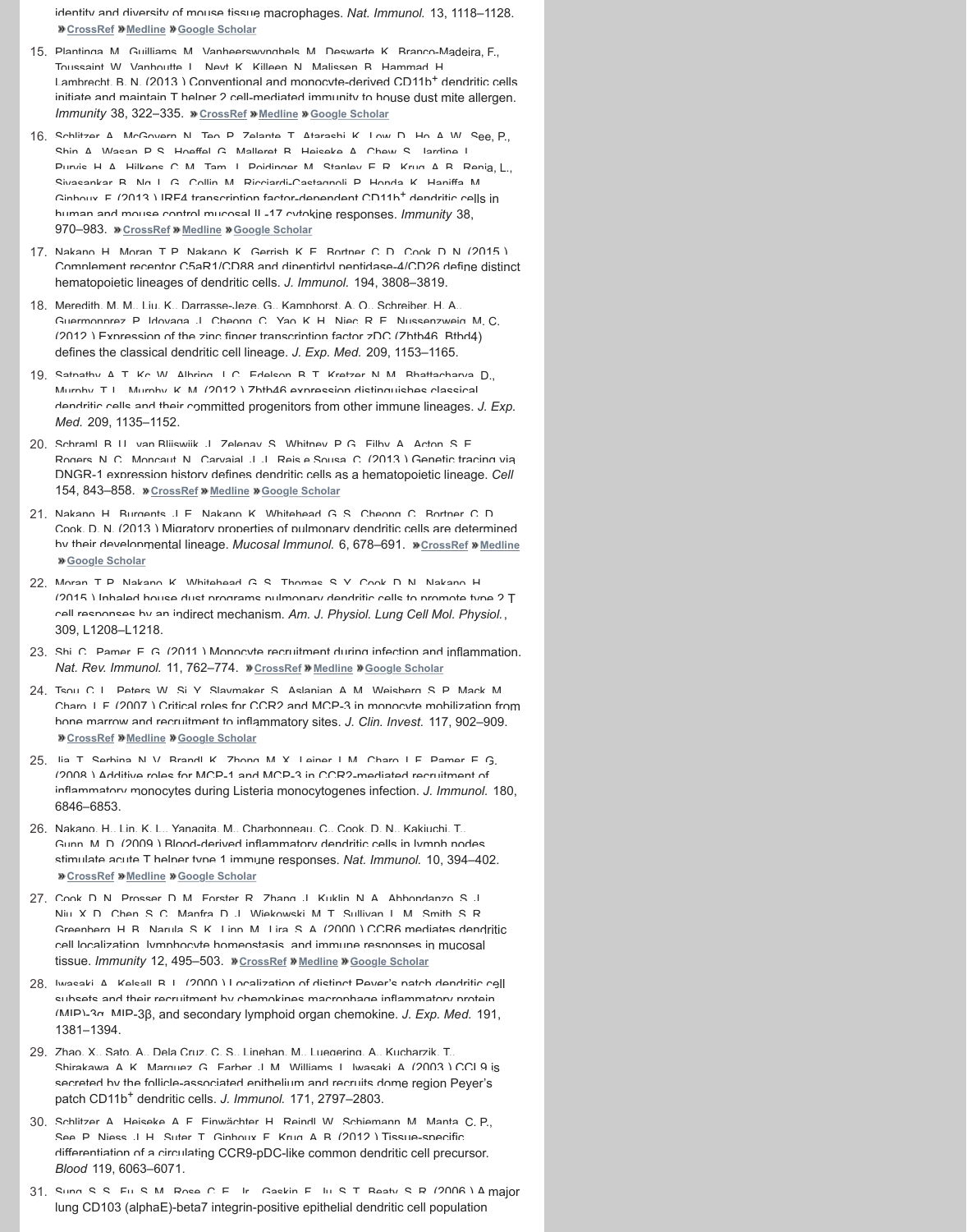identity and diversity of mouse tissue macrophages. *Nat. Immunol.* 13, 1118–1128. » CrossRef » Medline » Google Scholar

15. Plantinga, M., Guilliams, M., Vanheerswynghels, M., Deswarte, K., Branco-Madeira, F., Toussaint, W., Vanhoutte, L., Neyt, K., Killeen, N., Malissen, B., Hammad, H., Lambrecht, B. N. (2013 ) Conventional and monocyte-derived CD11b$^+$ dendritic cells initiate and maintain T helper 2 cell-mediated immunity to house dust mite allergen. *Immunity* 38, 322–335. » CrossRef » Medline » Google Scholar

16. Schlitzer, A., McGovern, N., Teo, P., Zelante, T., Atarashi, K., Low, D., Ho, A. W., See, P., Shin, A., Wasan, P. S., Hoeffel, G., Malleret, B., Heiseke, A., Chew, S., Jardine, L., Purvis, H. A., Hilkens, C. M., Tam, J., Poidinger, M., Stanley, E. R., Krug, A. B., Renia, L., Sivasankar, B., Ng, L. G., Collin, M., Ricciardi-Castagnoli, P., Honda, K., Haniffa, M., Ginhoux, F. (2013 ) IRF4 transcription factor-dependent CD11b$^+$ dendritic cells in human and mouse control mucosal IL-17 cytokine responses. *Immunity* 38, 970–983. » CrossRef » Medline » Google Scholar

17. Nakano, H., Moran, T. P., Nakano, K., Gerrish, K. E., Bortner, C. D., Cook, D. N. (2015 ) Complement receptor C5aR1/CD88 and dipeptidyl peptidase-4/CD26 define distinct hematopoietic lineages of dendritic cells. *J. Immunol.* 194, 3808–3819.

18. Meredith, M. M., Liu, K., Darrasse-Jeze, G., Kamphorst, A. O., Schreiber, H. A., Guermonprez, P., Idoyaga, J., Cheong, C., Yao, K. H., Niec, R. E., Nussenzweig, M. C. (2012 ) Expression of the zinc finger transcription factor zDC (Zbtb46, Btbd4) defines the classical dendritic cell lineage. *J. Exp. Med.* 209, 1153–1165.

19. Satpathy, A. T., Kc, W., Albring, J. C., Edelson, B. T., Kretzer, N. M., Bhattacharya, D., Murphy, T. L., Murphy, K. M. (2012 ) Zbtb46 expression distinguishes classical dendritic cells and their committed progenitors from other immune lineages. *J. Exp. Med.* 209, 1135–1152.

20. Schraml, B. U., van Blijswijk, J., Zelenay, S., Whitney, P. G., Filby, A., Acton, S. E., Rogers, N. C., Moncaut, N., Carvajal, J. J., Reis e Sousa, C. (2013 ) Genetic tracing via DNGR-1 expression history defines dendritic cells as a hematopoietic lineage. *Cell* 154, 843–858. » CrossRef » Medline » Google Scholar

21. Nakano, H., Burgents, J. E., Nakano, K., Whitehead, G. S., Cheong, C., Bortner, C. D., Cook, D. N. (2013 ) Migratory properties of pulmonary dendritic cells are determined by their developmental lineage. *Mucosal Immunol.* 6, 678–691. » CrossRef » Medline » Google Scholar

22. Moran, T. P., Nakano, K., Whitehead, G. S., Thomas, S. Y., Cook, D. N., Nakano, H. (2015 ) Inhaled house dust programs pulmonary dendritic cells to promote type 2 T cell responses by an indirect mechanism. *Am. J. Physiol. Lung Cell Mol. Physiol.*, 309, L1208–L1218.

23. Shi, C., Pamer, E. G. (2011 ) Monocyte recruitment during infection and inflammation. *Nat. Rev. Immunol.* 11, 762–774. » CrossRef » Medline » Google Scholar

24. Tsou, C. L., Peters, W., Si, Y., Slaymaker, S., Aslanian, A. M., Weisberg, S. P., Mack, M., Charo, I. F. (2007 ) Critical roles for CCR2 and MCP-3 in monocyte mobilization from bone marrow and recruitment to inflammatory sites. *J. Clin. Invest.* 117, 902–909. » CrossRef » Medline » Google Scholar

25. Jia, T., Serbina, N. V., Brandl, K., Zhong, M. X., Leiner, I. M., Charo, I. F., Pamer, E. G. (2008 ) Additive roles for MCP-1 and MCP-3 in CCR2-mediated recruitment of inflammatory monocytes during Listeria monocytogenes infection. *J. Immunol.* 180, 6846–6853.

26. Nakano, H., Lin, K. L., Yanagita, M., Charbonneau, C., Cook, D. N., Kakiuchi, T., Gunn, M. D. (2009 ) Blood-derived inflammatory dendritic cells in lymph nodes stimulate acute T helper type 1 immune responses. *Nat. Immunol.* 10, 394–402. » CrossRef » Medline » Google Scholar

27. Cook, D. N., Prosser, D. M., Forster, R., Zhang, J., Kuklin, N. A., Abbondanzo, S. J., Niu, X. D., Chen, S. C., Manfra, D. J., Wiekowski, M. T., Sullivan, L. M., Smith, S. R., Greenberg, H. B., Narula, S. K., Lipp, M., Lira, S. A. (2000 ) CCR6 mediates dendritic cell localization, lymphocyte homeostasis, and immune responses in mucosal tissue. *Immunity* 12, 495–503. » CrossRef » Medline » Google Scholar

28. Iwasaki, A., Kelsall, B. L. (2000 ) Localization of distinct Peyer's patch dendritic cell subsets and their recruitment by chemokines macrophage inflammatory protein (MIP)-3α, MIP-3β, and secondary lymphoid organ chemokine. *J. Exp. Med.* 191, 1381–1394.

29. Zhao, X., Sato, A., Dela Cruz, C. S., Linehan, M., Luegering, A., Kucharzik, T., Shirakawa, A. K., Marquez, G., Farber, J. M., Williams, I., Iwasaki, A. (2003 ) CCL9 is secreted by the follicle-associated epithelium and recruits dome region Peyer's patch CD11b$^+$ dendritic cells. *J. Immunol.* 171, 2797–2803.

30. Schlitzer, A., Heiseke, A. F., Einwächter, H., Reindl, W., Schiemann, M., Manta, C. P., See, P., Niess, J. H., Suter, T., Ginhoux, F., Krug, A. B. (2012 ) Tissue-specific differentiation of a circulating CCR9-pDC-like common dendritic cell precursor. *Blood* 119, 6063–6071.

31. Sung, S. S., Fu, S. M., Rose, C. E., Jr., Gaskin, F., Ju, S. T., Beaty, S. R. (2006 ) A major lung CD103 (alphaE)-beta7 integrin-positive epithelial dendritic cell population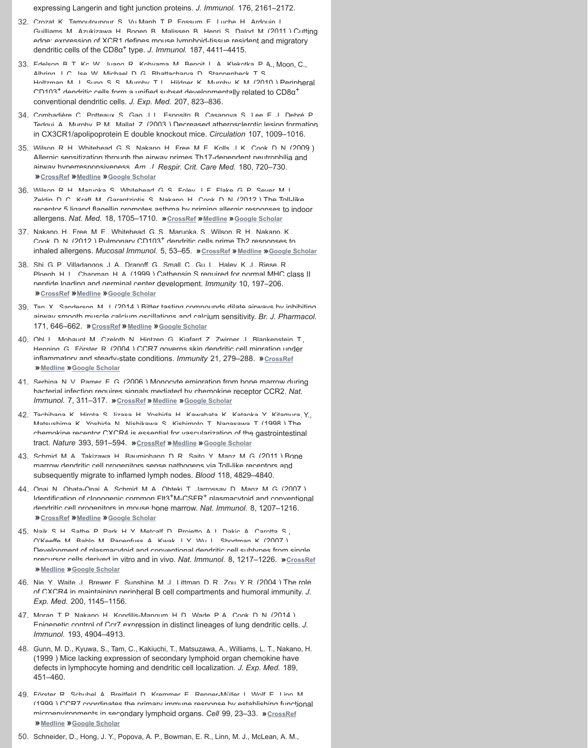expressing Langerin and tight junction proteins. *J. Immunol.* 176, 2161–2172.

32. Crozat, K., Tamoutounour, S., Vu Manh, T. P., Fossum, E., Luche, H., Ardouin, L., Guilliams, M., Azukizawa, H., Bogen, B., Malissen, B., Henri, S., Dalod, M. (2011 ) Cutting edge: expression of XCR1 defines mouse lymphoid-tissue resident and migratory dendritic cells of the CD8α$^{+}$ type. *J. Immunol.* 187, 4411–4415.

33. Edelson, B. T., Kc, W., Juang, R., Kohyama, M., Benoit, L. A., Klekotka, P. A., Moon, C., Albring, J. C., Ise, W., Michael, D. G., Bhattacharya, D., Stappenbeck, T. S., Holtzman, M. J., Sung, S. S., Murphy, T. L., Hildner, K., Murphy, K. M. (2010 ) Peripheral CD103$^{+}$ dendritic cells form a unified subset developmentally related to CD8α$^{+}$ conventional dendritic cells. *J. Exp. Med.* 207, 823–836.

34. Combadière, C., Potteaux, S., Gao, J. L., Esposito, B., Casanova, S., Lee, E. J., Debré, P., Tedgui, A., Murphy, P. M., Mallat, Z. (2003 ) Decreased atherosclerotic lesion formation in CX3CR1/apolipoprotein E double knockout mice. *Circulation* 107, 1009–1016.

35. Wilson, R. H., Whitehead, G. S., Nakano, H., Free, M. E., Kolls, J. K., Cook, D. N. (2009 ) Allergic sensitization through the airway primes Th17-dependent neutrophilia and airway hyperresponsiveness. *Am. J. Respir. Crit. Care Med.* 180, 720–730.
»CrossRef »Medline »Google Scholar

36. Wilson, R. H., Maruoka, S., Whitehead, G. S., Foley, J. F., Flake, G. P., Sever, M. L., Zeldin, D. C., Kraft, M., Garantziotis, S., Nakano, H., Cook, D. N. (2012 ) The Toll-like receptor 5 ligand flagellin promotes asthma by priming allergic responses to indoor allergens. *Nat. Med.* 18, 1705–1710. »CrossRef »Medline »Google Scholar

37. Nakano, H., Free, M. E., Whitehead, G. S., Maruoka, S., Wilson, R. H., Nakano, K., Cook, D. N. (2012 ) Pulmonary CD103$^{+}$ dendritic cells prime Th2 responses to inhaled allergens. *Mucosal Immunol.* 5, 53–65. »CrossRef »Medline »Google Scholar

38. Shi, G. P., Villadangos, J. A., Dranoff, G., Small, C., Gu, L., Haley, K. J., Riese, R., Ploegh, H. L., Chapman, H. A. (1999 ) Cathepsin S required for normal MHC class II peptide loading and germinal center development. *Immunity* 10, 197–206.
»CrossRef »Medline »Google Scholar

39. Tan, X., Sanderson, M. J. (2014 ) Bitter tasting compounds dilate airways by inhibiting airway smooth muscle calcium oscillations and calcium sensitivity. *Br. J. Pharmacol.* 171, 646–662. »CrossRef »Medline »Google Scholar

40. Ohl, L., Mohaupt, M., Czeloth, N., Hintzen, G., Kiafard, Z., Zwirner, J., Blankenstein, T., Henning, G., Förster, R. (2004 ) CCR7 governs skin dendritic cell migration under inflammatory and steady-state conditions. *Immunity* 21, 279–288. »CrossRef »Medline »Google Scholar

41. Serbina, N. V., Pamer, E. G. (2006 ) Monocyte emigration from bone marrow during bacterial infection requires signals mediated by chemokine receptor CCR2. *Nat. Immunol.* 7, 311–317. »CrossRef »Medline »Google Scholar

42. Tachibana, K., Hirota, S., Iizasa, H., Yoshida, H., Kawabata, K., Kataoka, Y., Kitamura, Y., Matsushima, K., Yoshida, N., Nishikawa, S., Kishimoto, T., Nagasawa, T. (1998 ) The chemokine receptor CXCR4 is essential for vascularization of the gastrointestinal tract. *Nature* 393, 591–594. »CrossRef »Medline »Google Scholar

43. Schmid, M. A., Takizawa, H., Baumjohann, D. R., Saito, Y., Manz, M. G. (2011 ) Bone marrow dendritic cell progenitors sense pathogens via Toll-like receptors and subsequently migrate to inflamed lymph nodes. *Blood* 118, 4829–4840.

44. Onai, N., Obata-Onai, A., Schmid, M. A., Ohteki, T., Jarrossay, D., Manz, M. G. (2007 ) Identification of clonogenic common Flt3$^{+}$M-CSFR$^{+}$ plasmacytoid and conventional dendritic cell progenitors in mouse bone marrow. *Nat. Immunol.* 8, 1207–1216.
»CrossRef »Medline »Google Scholar

45. Naik, S. H., Sathe, P., Park, H. Y., Metcalf, D., Proietto, A. I., Dakic, A., Carotta, S., O'Keeffe, M., Bahlo, M., Papenfuss, A., Kwak, J. Y., Wu, L., Shortman, K. (2007 ) Development of plasmacytoid and conventional dendritic cell subtypes from single precursor cells derived in vitro and in vivo. *Nat. Immunol.* 8, 1217–1226. »CrossRef »Medline »Google Scholar

46. Nie, Y., Waite, J., Brewer, F., Sunshine, M. J., Littman, D. R., Zou, Y. R. (2004 ) The role of CXCR4 in maintaining peripheral B cell compartments and humoral immunity. *J. Exp. Med.* 200, 1145–1156.

47. Moran, T. P., Nakano, H., Kondilis-Mangum, H. D., Wade, P. A., Cook, D. N. (2014 ) Epigenetic control of Ccr7 expression in distinct lineages of lung dendritic cells. *J. Immunol.* 193, 4904–4913.

48. Gunn, M. D., Kyuwa, S., Tam, C., Kakiuchi, T., Matsuzawa, A., Williams, L. T., Nakano, H. (1999 ) Mice lacking expression of secondary lymphoid organ chemokine have defects in lymphocyte homing and dendritic cell localization. *J. Exp. Med.* 189, 451–460.

49. Förster, R., Schubel, A., Breitfeld, D., Kremmer, E., Renner-Müller, I., Wolf, E., Lipp, M. (1999 ) CCR7 coordinates the primary immune response by establishing functional microenvironments in secondary lymphoid organs. *Cell* 99, 23–33. »CrossRef »Medline »Google Scholar

50. Schneider, D., Hong, J. Y., Popova, A. P., Bowman, E. R., Linn, M. J., McLean, A. M.,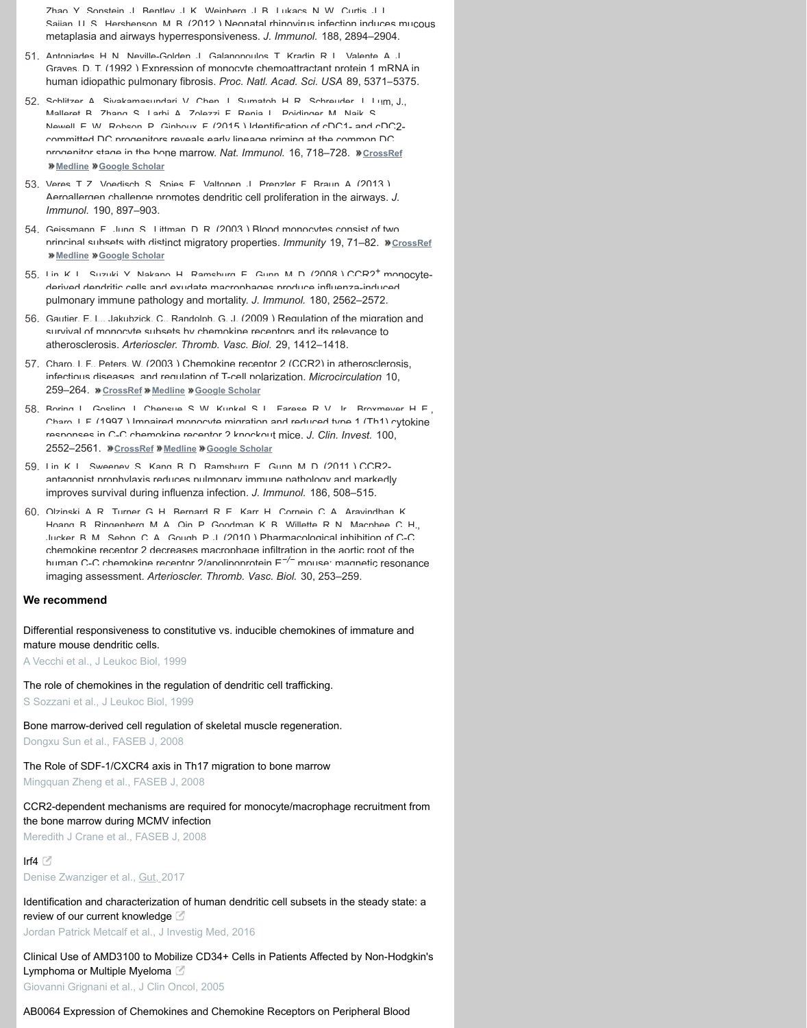Zhao, Y., Sonstein, J., Bentley, J. K., Weinberg, J. B., Lukacs, N. W., Curtis, J. L., Sajjan, U. S., Hershenson, M. B. (2012 ) Neonatal rhinovirus infection induces mucous metaplasia and airways hyperresponsiveness. *J. Immunol.* 188, 2894–2904.

51. Antoniades, H. N., Neville-Golden, J., Galanopoulos, T., Kradin, R. L., Valente, A. J., Graves, D. T. (1992 ) Expression of monocyte chemoattractant protein 1 mRNA in human idiopathic pulmonary fibrosis. *Proc. Natl. Acad. Sci. USA* 89, 5371–5375.

52. Schlitzer, A., Sivakamasundari, V., Chen, J., Sumatoh, H. R., Schreuder, J., Lum, J., Malleret, B., Zhang, S., Larbi, A., Zolezzi, F., Renia, L., Poidinger, M., Naik, S., Newell, E. W., Robson, P., Ginhoux, F. (2015 ) Identification of cDC1- and cDC2-committed DC progenitors reveals early lineage priming at the common DC progenitor stage in the bone marrow. *Nat. Immunol.* 16, 718–728. » CrossRef » Medline » Google Scholar

53. Veres, T. Z., Voedisch, S., Spies, E., Valtonen, J., Prenzler, F., Braun, A. (2013 ) Aeroallergen challenge promotes dendritic cell proliferation in the airways. *J. Immunol.* 190, 897–903.

54. Geissmann, F., Jung, S., Littman, D. R. (2003 ) Blood monocytes consist of two principal subsets with distinct migratory properties. *Immunity* 19, 71–82. » CrossRef » Medline » Google Scholar

55. Lin, K. L., Suzuki, Y., Nakano, H., Ramsburg, E., Gunn, M. D. (2008 ) CCR2$^+$ monocyte-derived dendritic cells and exudate macrophages produce influenza-induced pulmonary immune pathology and mortality. *J. Immunol.* 180, 2562–2572.

56. Gautier, E. L., Jakubzick, C., Randolph, G. J. (2009 ) Regulation of the migration and survival of monocyte subsets by chemokine receptors and its relevance to atherosclerosis. *Arterioscler. Thromb. Vasc. Biol.* 29, 1412–1418.

57. Charo, I. F., Peters, W. (2003 ) Chemokine receptor 2 (CCR2) in atherosclerosis, infectious diseases, and regulation of T-cell polarization. *Microcirculation* 10, 259–264. » CrossRef » Medline » Google Scholar

58. Boring, L., Gosling, J., Chensue, S. W., Kunkel, S. L., Farese, R. V., Jr., Broxmeyer, H. E., Charo, I. F. (1997 ) Impaired monocyte migration and reduced type 1 (Th1) cytokine responses in C-C chemokine receptor 2 knockout mice. *J. Clin. Invest.* 100, 2552–2561. » CrossRef » Medline » Google Scholar

59. Lin, K. L., Sweeney, S., Kang, B. D., Ramsburg, E., Gunn, M. D. (2011 ) CCR2-antagonist prophylaxis reduces pulmonary immune pathology and markedly improves survival during influenza infection. *J. Immunol.* 186, 508–515.

60. Olzinski, A. R., Turner, G. H., Bernard, R. E., Karr, H., Cornejo, C. A., Aravindhan, K., Hoang, B., Ringenberg, M. A., Qin, P., Goodman, K. B., Willette, R. N., Macphee, C. H., Jucker, B. M., Sehon, C. A., Gough, P. J. (2010 ) Pharmacological inhibition of C-C chemokine receptor 2 decreases macrophage infiltration in the aortic root of the human C-C chemokine receptor 2/apolipoprotein E$^{-/-}$ mouse: magnetic resonance imaging assessment. *Arterioscler. Thromb. Vasc. Biol.* 30, 253–259.

**We recommend**

Differential responsiveness to constitutive vs. inducible chemokines of immature and mature mouse dendritic cells.
A Vecchi et al., J Leukoc Biol, 1999

The role of chemokines in the regulation of dendritic cell trafficking.
S Sozzani et al., J Leukoc Biol, 1999

Bone marrow-derived cell regulation of skeletal muscle regeneration.
Dongxu Sun et al., FASEB J, 2008

The Role of SDF-1/CXCR4 axis in Th17 migration to bone marrow
Mingquan Zheng et al., FASEB J, 2008

CCR2-dependent mechanisms are required for monocyte/macrophage recruitment from the bone marrow during MCMV infection
Meredith J Crane et al., FASEB J, 2008

Irf4
Denise Zwanziger et al., Gut, 2017

Identification and characterization of human dendritic cell subsets in the steady state: a review of our current knowledge
Jordan Patrick Metcalf et al., J Investig Med, 2016

Clinical Use of AMD3100 to Mobilize CD34+ Cells in Patients Affected by Non-Hodgkin's Lymphoma or Multiple Myeloma
Giovanni Grignani et al., J Clin Oncol, 2005

AB0064 Expression of Chemokines and Chemokine Receptors on Peripheral Blood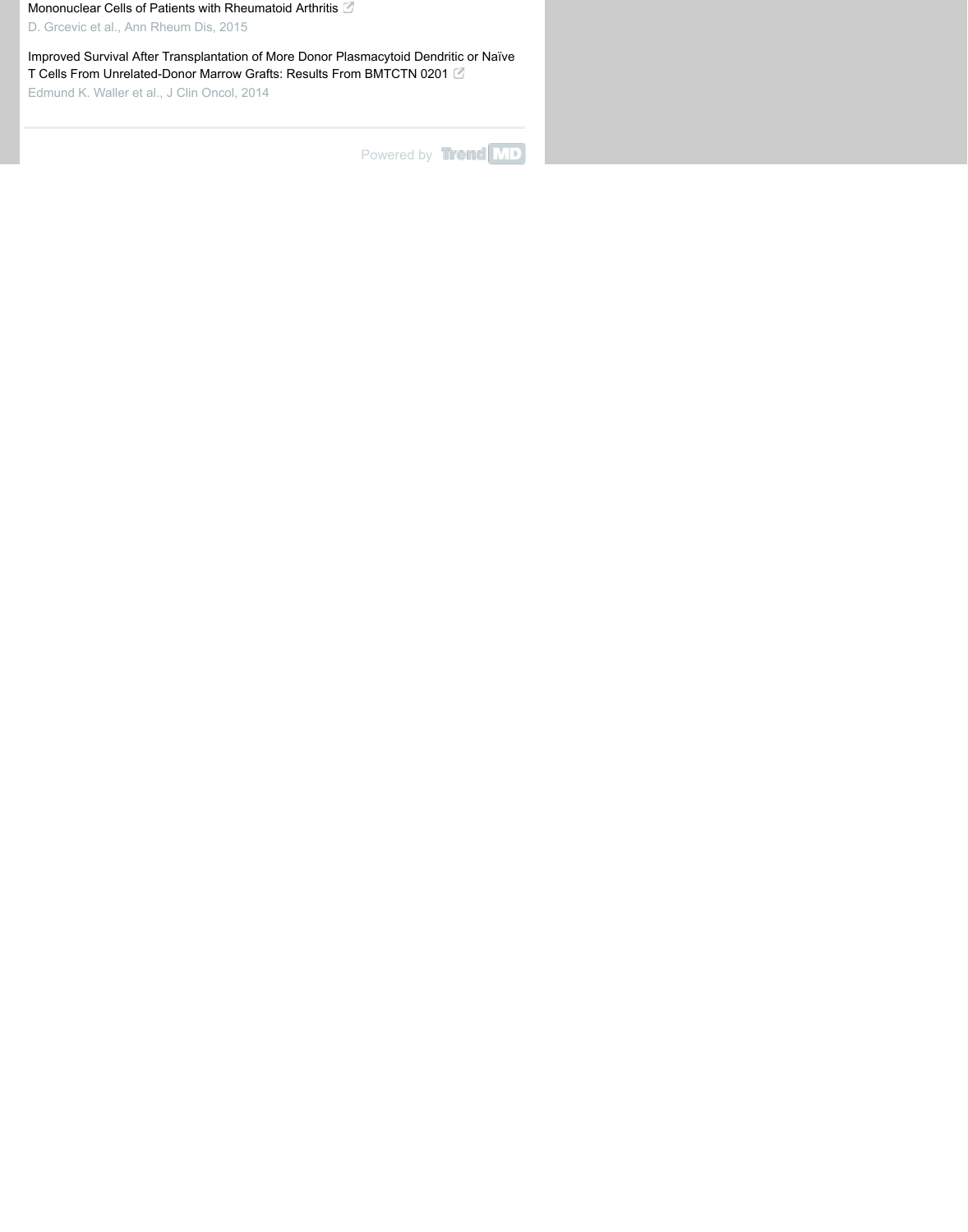Mononuclear Cells of Patients with Rheumatoid Arthritis

D. Grcevic et al., Ann Rheum Dis, 2015

Improved Survival After Transplantation of More Donor Plasmacytoid Dendritic or Naïve T Cells From Unrelated-Donor Marrow Grafts: Results From BMTCTN 0201

Edmund K. Waller et al., J Clin Oncol, 2014

Powered by TrendMD